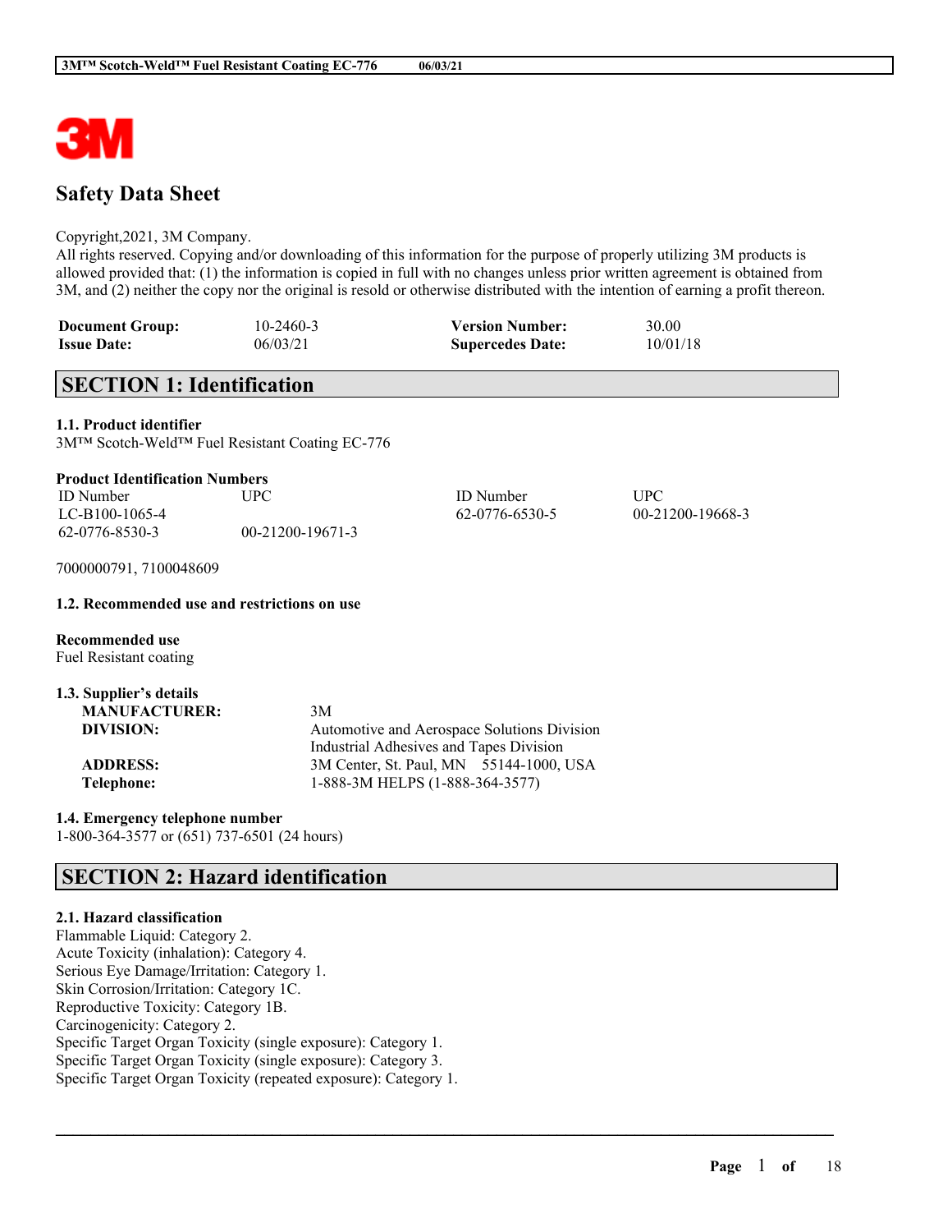# Safety Data Sheet

Copyright,2021, 3M Company.
All rights reserved. Copying and/or downloading of this information for the purpose of properly utilizing 3M products is allowed provided that: (1) the information is copied in full with no changes unless prior written agreement is obtained from 3M, and (2) neither the copy nor the original is resold or otherwise distributed with the intention of earning a profit thereon.

| | | | |
|---|---|---|---|
| **Document Group:** | 10-2460-3 | **Version Number:** | 30.00 |
| **Issue Date:** | 06/03/21 | **Supercedes Date:** | 10/01/18 |

## SECTION 1: Identification

**1.1. Product identifier**
3M™ Scotch-Weld™ Fuel Resistant Coating EC-776

**Product Identification Numbers**

| ID Number | UPC | ID Number | UPC |
|---|---|---|---|
| LC-B100-1065-4 | | 62-0776-6530-5 | 00-21200-19668-3 |
| 62-0776-8530-3 | 00-21200-19671-3 | | |

7000000791, 7100048609

**1.2. Recommended use and restrictions on use**

**Recommended use**
Fuel Resistant coating

**1.3. Supplier's details**

| | |
|---|---|
| **MANUFACTURER:** | 3M |
| **DIVISION:** | Automotive and Aerospace Solutions Division<br>Industrial Adhesives and Tapes Division |
| **ADDRESS:** | 3M Center, St. Paul, MN 55144-1000, USA |
| **Telephone:** | 1-888-3M HELPS (1-888-364-3577) |

**1.4. Emergency telephone number**
1-800-364-3577 or (651) 737-6501 (24 hours)

## SECTION 2: Hazard identification

**2.1. Hazard classification**
Flammable Liquid: Category 2.
Acute Toxicity (inhalation): Category 4.
Serious Eye Damage/Irritation: Category 1.
Skin Corrosion/Irritation: Category 1C.
Reproductive Toxicity: Category 1B.
Carcinogenicity: Category 2.
Specific Target Organ Toxicity (single exposure): Category 1.
Specific Target Organ Toxicity (single exposure): Category 3.
Specific Target Organ Toxicity (repeated exposure): Category 1.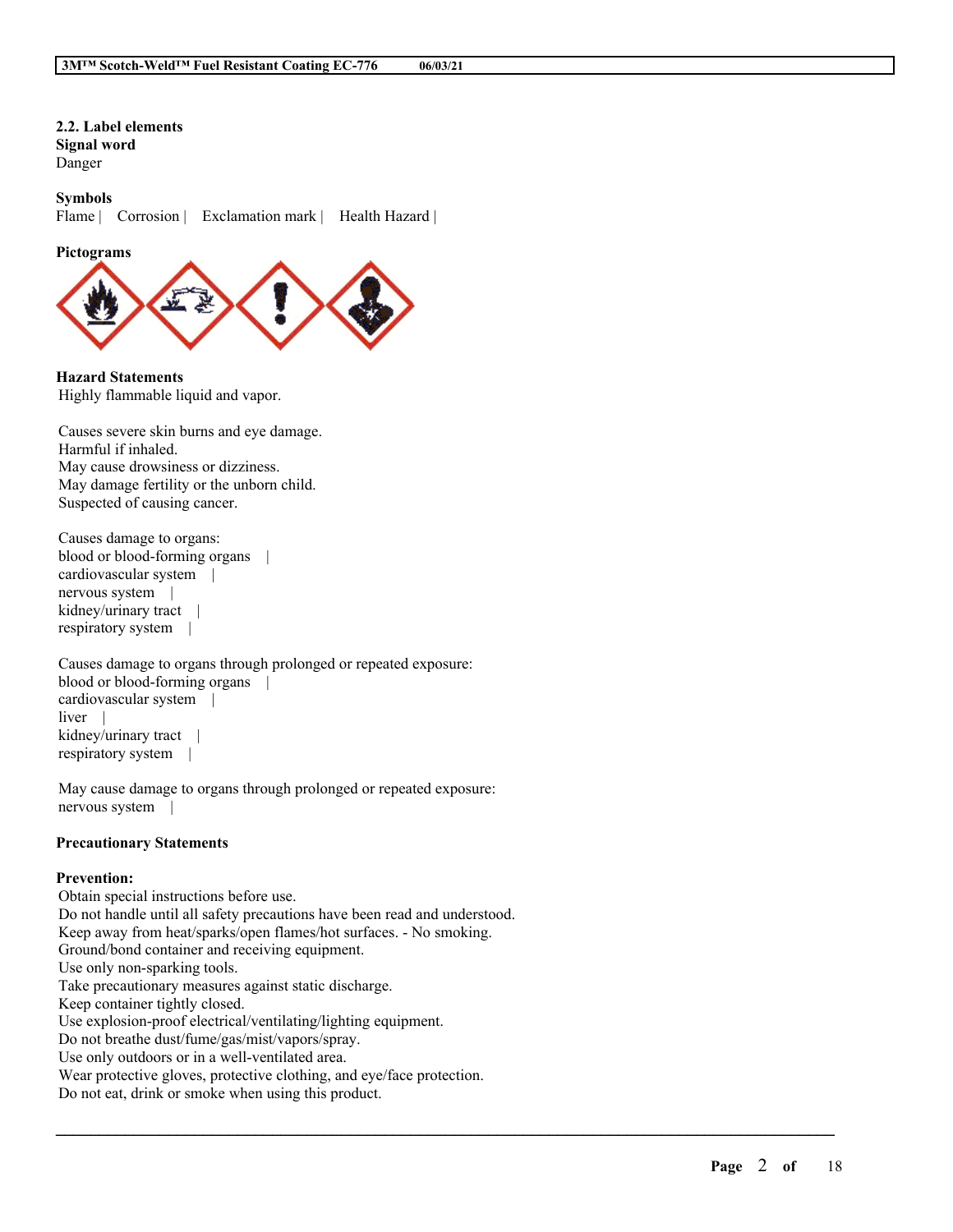### 2.2. Label elements

**Signal word**
Danger

**Symbols**
Flame | Corrosion | Exclamation mark | Health Hazard |

**Pictograms**

**Hazard Statements**
Highly flammable liquid and vapor.

Causes severe skin burns and eye damage.
Harmful if inhaled.
May cause drowsiness or dizziness.
May damage fertility or the unborn child.
Suspected of causing cancer.

Causes damage to organs:
blood or blood-forming organs |
cardiovascular system |
nervous system |
kidney/urinary tract |
respiratory system |

Causes damage to organs through prolonged or repeated exposure:
blood or blood-forming organs |
cardiovascular system |
liver |
kidney/urinary tract |
respiratory system |

May cause damage to organs through prolonged or repeated exposure:
nervous system |

**Precautionary Statements**

**Prevention:**
Obtain special instructions before use.
Do not handle until all safety precautions have been read and understood.
Keep away from heat/sparks/open flames/hot surfaces. - No smoking.
Ground/bond container and receiving equipment.
Use only non-sparking tools.
Take precautionary measures against static discharge.
Keep container tightly closed.
Use explosion-proof electrical/ventilating/lighting equipment.
Do not breathe dust/fume/gas/mist/vapors/spray.
Use only outdoors or in a well-ventilated area.
Wear protective gloves, protective clothing, and eye/face protection.
Do not eat, drink or smoke when using this product.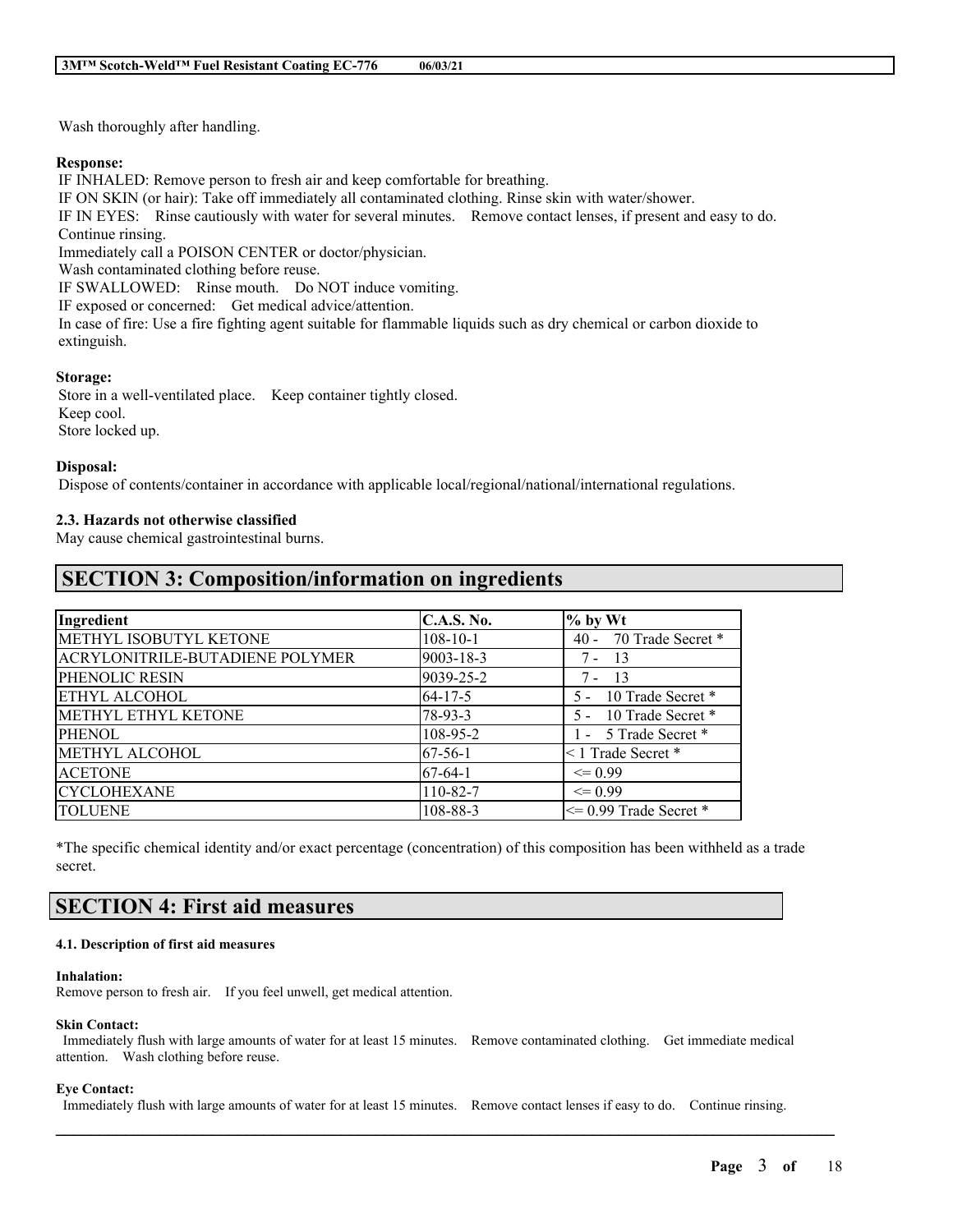Wash thoroughly after handling.

**Response:**

IF INHALED: Remove person to fresh air and keep comfortable for breathing.
IF ON SKIN (or hair): Take off immediately all contaminated clothing. Rinse skin with water/shower.
IF IN EYES: Rinse cautiously with water for several minutes. Remove contact lenses, if present and easy to do. Continue rinsing.
Immediately call a POISON CENTER or doctor/physician.
Wash contaminated clothing before reuse.
IF SWALLOWED: Rinse mouth. Do NOT induce vomiting.
IF exposed or concerned: Get medical advice/attention.
In case of fire: Use a fire fighting agent suitable for flammable liquids such as dry chemical or carbon dioxide to extinguish.

**Storage:**

Store in a well-ventilated place. Keep container tightly closed.
Keep cool.
Store locked up.

**Disposal:**

Dispose of contents/container in accordance with applicable local/regional/national/international regulations.

### 2.3. Hazards not otherwise classified

May cause chemical gastrointestinal burns.

## SECTION 3: Composition/information on ingredients

| Ingredient | C.A.S. No. | % by Wt |
|---|---|---|
| METHYL ISOBUTYL KETONE | 108-10-1 | 40 - 70 Trade Secret * |
| ACRYLONITRILE-BUTADIENE POLYMER | 9003-18-3 | 7 - 13 |
| PHENOLIC RESIN | 9039-25-2 | 7 - 13 |
| ETHYL ALCOHOL | 64-17-5 | 5 - 10 Trade Secret * |
| METHYL ETHYL KETONE | 78-93-3 | 5 - 10 Trade Secret * |
| PHENOL | 108-95-2 | 1 - 5 Trade Secret * |
| METHYL ALCOHOL | 67-56-1 | < 1 Trade Secret * |
| ACETONE | 67-64-1 | <= 0.99 |
| CYCLOHEXANE | 110-82-7 | <= 0.99 |
| TOLUENE | 108-88-3 | <= 0.99 Trade Secret * |

*The specific chemical identity and/or exact percentage (concentration) of this composition has been withheld as a trade secret.

## SECTION 4: First aid measures

### 4.1. Description of first aid measures

**Inhalation:**

Remove person to fresh air. If you feel unwell, get medical attention.

**Skin Contact:**

Immediately flush with large amounts of water for at least 15 minutes. Remove contaminated clothing. Get immediate medical attention. Wash clothing before reuse.

**Eye Contact:**

Immediately flush with large amounts of water for at least 15 minutes. Remove contact lenses if easy to do. Continue rinsing.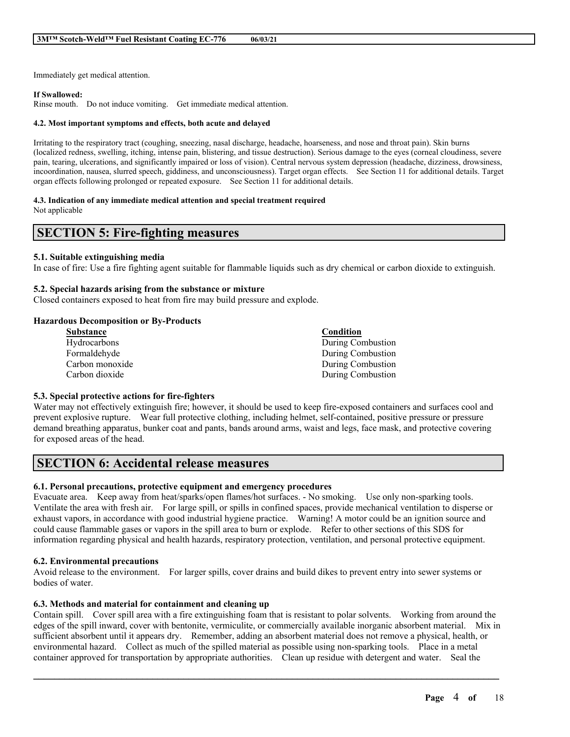Immediately get medical attention.

**If Swallowed:**
Rinse mouth. Do not induce vomiting. Get immediate medical attention.

**4.2. Most important symptoms and effects, both acute and delayed**

Irritating to the respiratory tract (coughing, sneezing, nasal discharge, headache, hoarseness, and nose and throat pain). Skin burns (localized redness, swelling, itching, intense pain, blistering, and tissue destruction). Serious damage to the eyes (corneal cloudiness, severe pain, tearing, ulcerations, and significantly impaired or loss of vision). Central nervous system depression (headache, dizziness, drowsiness, incoordination, nausea, slurred speech, giddiness, and unconsciousness). Target organ effects. See Section 11 for additional details. Target organ effects following prolonged or repeated exposure. See Section 11 for additional details.

**4.3. Indication of any immediate medical attention and special treatment required**
Not applicable

# SECTION 5: Fire-fighting measures

**5.1. Suitable extinguishing media**
In case of fire: Use a fire fighting agent suitable for flammable liquids such as dry chemical or carbon dioxide to extinguish.

**5.2. Special hazards arising from the substance or mixture**
Closed containers exposed to heat from fire may build pressure and explode.

**Hazardous Decomposition or By-Products**

| Substance | Condition |
|---|---|
| Hydrocarbons | During Combustion |
| Formaldehyde | During Combustion |
| Carbon monoxide | During Combustion |
| Carbon dioxide | During Combustion |

**5.3. Special protective actions for fire-fighters**
Water may not effectively extinguish fire; however, it should be used to keep fire-exposed containers and surfaces cool and prevent explosive rupture. Wear full protective clothing, including helmet, self-contained, positive pressure or pressure demand breathing apparatus, bunker coat and pants, bands around arms, waist and legs, face mask, and protective covering for exposed areas of the head.

# SECTION 6: Accidental release measures

**6.1. Personal precautions, protective equipment and emergency procedures**
Evacuate area. Keep away from heat/sparks/open flames/hot surfaces. - No smoking. Use only non-sparking tools. Ventilate the area with fresh air. For large spill, or spills in confined spaces, provide mechanical ventilation to disperse or exhaust vapors, in accordance with good industrial hygiene practice. Warning! A motor could be an ignition source and could cause flammable gases or vapors in the spill area to burn or explode. Refer to other sections of this SDS for information regarding physical and health hazards, respiratory protection, ventilation, and personal protective equipment.

**6.2. Environmental precautions**
Avoid release to the environment. For larger spills, cover drains and build dikes to prevent entry into sewer systems or bodies of water.

**6.3. Methods and material for containment and cleaning up**
Contain spill. Cover spill area with a fire extinguishing foam that is resistant to polar solvents. Working from around the edges of the spill inward, cover with bentonite, vermiculite, or commercially available inorganic absorbent material. Mix in sufficient absorbent until it appears dry. Remember, adding an absorbent material does not remove a physical, health, or environmental hazard. Collect as much of the spilled material as possible using non-sparking tools. Place in a metal container approved for transportation by appropriate authorities. Clean up residue with detergent and water. Seal the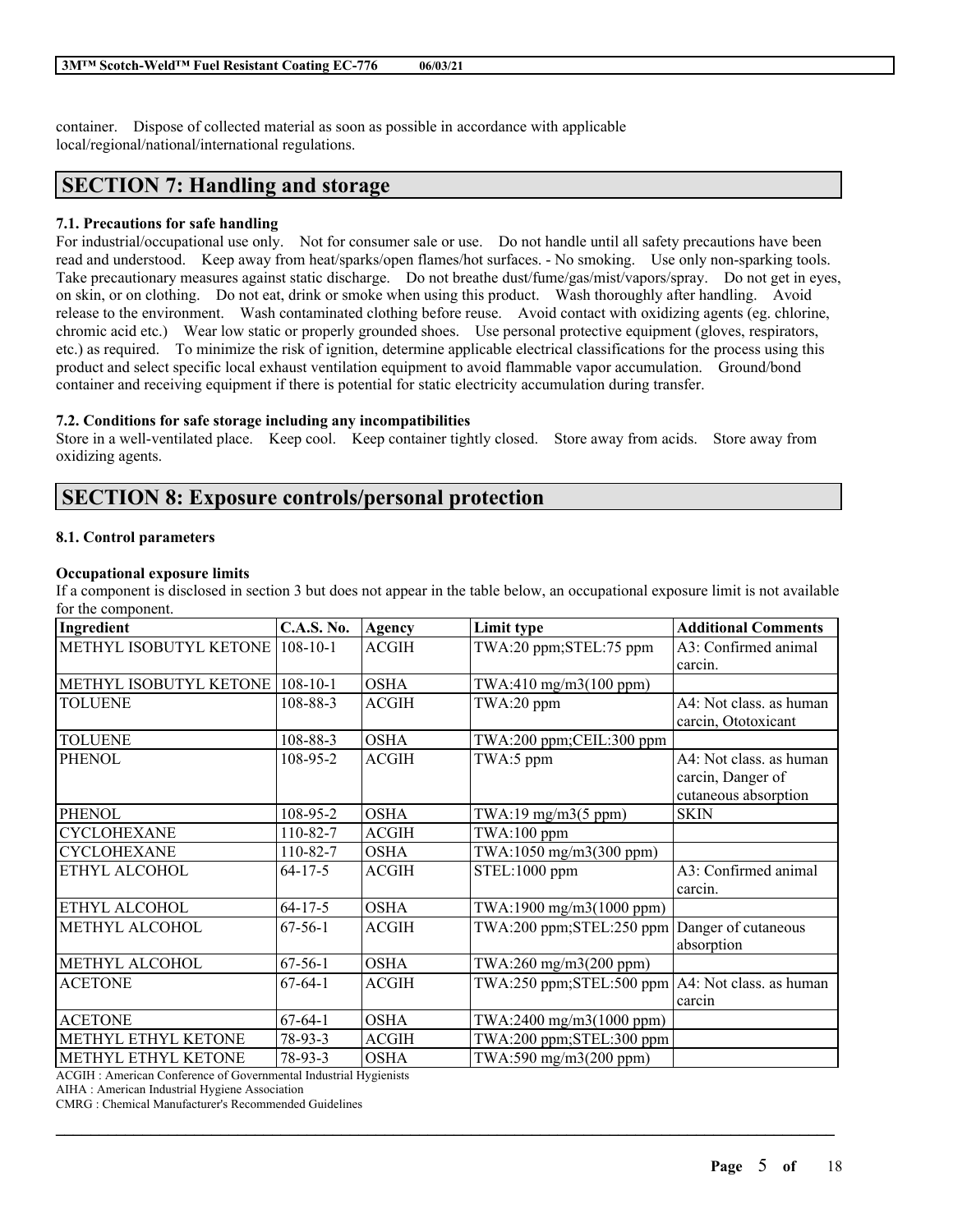container. Dispose of collected material as soon as possible in accordance with applicable local/regional/national/international regulations.

## SECTION 7: Handling and storage

### 7.1. Precautions for safe handling

For industrial/occupational use only. Not for consumer sale or use. Do not handle until all safety precautions have been read and understood. Keep away from heat/sparks/open flames/hot surfaces. - No smoking. Use only non-sparking tools. Take precautionary measures against static discharge. Do not breathe dust/fume/gas/mist/vapors/spray. Do not get in eyes, on skin, or on clothing. Do not eat, drink or smoke when using this product. Wash thoroughly after handling. Avoid release to the environment. Wash contaminated clothing before reuse. Avoid contact with oxidizing agents (eg. chlorine, chromic acid etc.) Wear low static or properly grounded shoes. Use personal protective equipment (gloves, respirators, etc.) as required. To minimize the risk of ignition, determine applicable electrical classifications for the process using this product and select specific local exhaust ventilation equipment to avoid flammable vapor accumulation. Ground/bond container and receiving equipment if there is potential for static electricity accumulation during transfer.

### 7.2. Conditions for safe storage including any incompatibilities

Store in a well-ventilated place. Keep cool. Keep container tightly closed. Store away from acids. Store away from oxidizing agents.

## SECTION 8: Exposure controls/personal protection

### 8.1. Control parameters

**Occupational exposure limits**

If a component is disclosed in section 3 but does not appear in the table below, an occupational exposure limit is not available for the component.

| Ingredient | C.A.S. No. | Agency | Limit type | Additional Comments |
|---|---|---|---|---|
| METHYL ISOBUTYL KETONE | 108-10-1 | ACGIH | TWA:20 ppm;STEL:75 ppm | A3: Confirmed animal carcin. |
| METHYL ISOBUTYL KETONE | 108-10-1 | OSHA | TWA:410 mg/m3(100 ppm) | |
| TOLUENE | 108-88-3 | ACGIH | TWA:20 ppm | A4: Not class. as human carcin, Ototoxicant |
| TOLUENE | 108-88-3 | OSHA | TWA:200 ppm;CEIL:300 ppm | |
| PHENOL | 108-95-2 | ACGIH | TWA:5 ppm | A4: Not class. as human carcin, Danger of cutaneous absorption |
| PHENOL | 108-95-2 | OSHA | TWA:19 mg/m3(5 ppm) | SKIN |
| CYCLOHEXANE | 110-82-7 | ACGIH | TWA:100 ppm | |
| CYCLOHEXANE | 110-82-7 | OSHA | TWA:1050 mg/m3(300 ppm) | |
| ETHYL ALCOHOL | 64-17-5 | ACGIH | STEL:1000 ppm | A3: Confirmed animal carcin. |
| ETHYL ALCOHOL | 64-17-5 | OSHA | TWA:1900 mg/m3(1000 ppm) | |
| METHYL ALCOHOL | 67-56-1 | ACGIH | TWA:200 ppm;STEL:250 ppm | Danger of cutaneous absorption |
| METHYL ALCOHOL | 67-56-1 | OSHA | TWA:260 mg/m3(200 ppm) | |
| ACETONE | 67-64-1 | ACGIH | TWA:250 ppm;STEL:500 ppm | A4: Not class. as human carcin |
| ACETONE | 67-64-1 | OSHA | TWA:2400 mg/m3(1000 ppm) | |
| METHYL ETHYL KETONE | 78-93-3 | ACGIH | TWA:200 ppm;STEL:300 ppm | |
| METHYL ETHYL KETONE | 78-93-3 | OSHA | TWA:590 mg/m3(200 ppm) | |

ACGIH : American Conference of Governmental Industrial Hygienists

AIHA : American Industrial Hygiene Association

CMRG : Chemical Manufacturer's Recommended Guidelines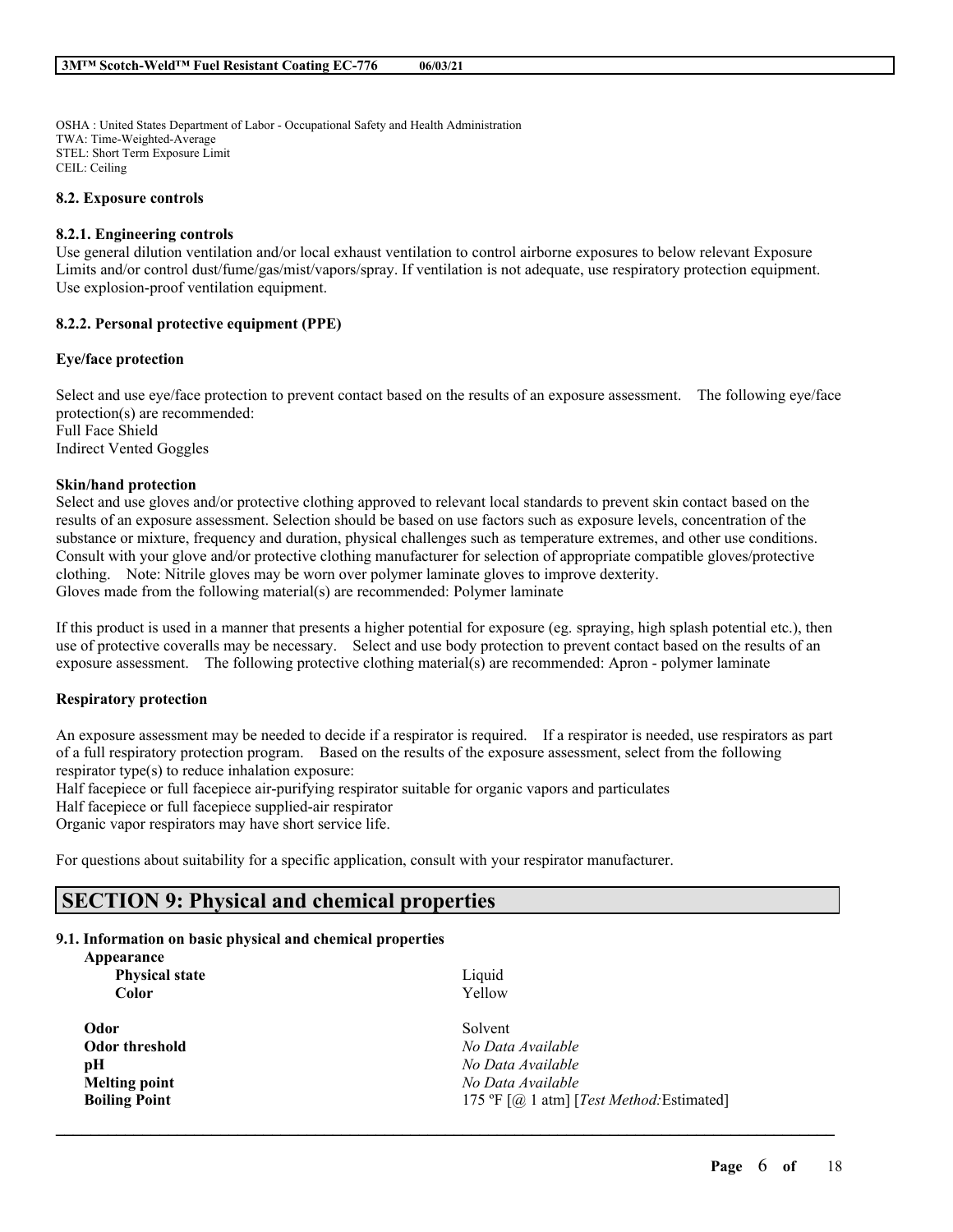OSHA : United States Department of Labor - Occupational Safety and Health Administration
TWA: Time-Weighted-Average
STEL: Short Term Exposure Limit
CEIL: Ceiling

### 8.2. Exposure controls

#### 8.2.1. Engineering controls

Use general dilution ventilation and/or local exhaust ventilation to control airborne exposures to below relevant Exposure Limits and/or control dust/fume/gas/mist/vapors/spray. If ventilation is not adequate, use respiratory protection equipment. Use explosion-proof ventilation equipment.

#### 8.2.2. Personal protective equipment (PPE)

**Eye/face protection**

Select and use eye/face protection to prevent contact based on the results of an exposure assessment. The following eye/face protection(s) are recommended:
Full Face Shield
Indirect Vented Goggles

**Skin/hand protection**

Select and use gloves and/or protective clothing approved to relevant local standards to prevent skin contact based on the results of an exposure assessment. Selection should be based on use factors such as exposure levels, concentration of the substance or mixture, frequency and duration, physical challenges such as temperature extremes, and other use conditions. Consult with your glove and/or protective clothing manufacturer for selection of appropriate compatible gloves/protective clothing. Note: Nitrile gloves may be worn over polymer laminate gloves to improve dexterity.
Gloves made from the following material(s) are recommended: Polymer laminate

If this product is used in a manner that presents a higher potential for exposure (eg. spraying, high splash potential etc.), then use of protective coveralls may be necessary. Select and use body protection to prevent contact based on the results of an exposure assessment. The following protective clothing material(s) are recommended: Apron - polymer laminate

**Respiratory protection**

An exposure assessment may be needed to decide if a respirator is required. If a respirator is needed, use respirators as part of a full respiratory protection program. Based on the results of the exposure assessment, select from the following respirator type(s) to reduce inhalation exposure:
Half facepiece or full facepiece air-purifying respirator suitable for organic vapors and particulates
Half facepiece or full facepiece supplied-air respirator
Organic vapor respirators may have short service life.

For questions about suitability for a specific application, consult with your respirator manufacturer.

## SECTION 9: Physical and chemical properties

### 9.1. Information on basic physical and chemical properties

| Property | Value |
|---|---|
| **Appearance** | |
| **Physical state** | Liquid |
| **Color** | Yellow |
| **Odor** | Solvent |
| **Odor threshold** | *No Data Available* |
| **pH** | *No Data Available* |
| **Melting point** | *No Data Available* |
| **Boiling Point** | 175 ºF [@ 1 atm] [*Test Method:*Estimated] |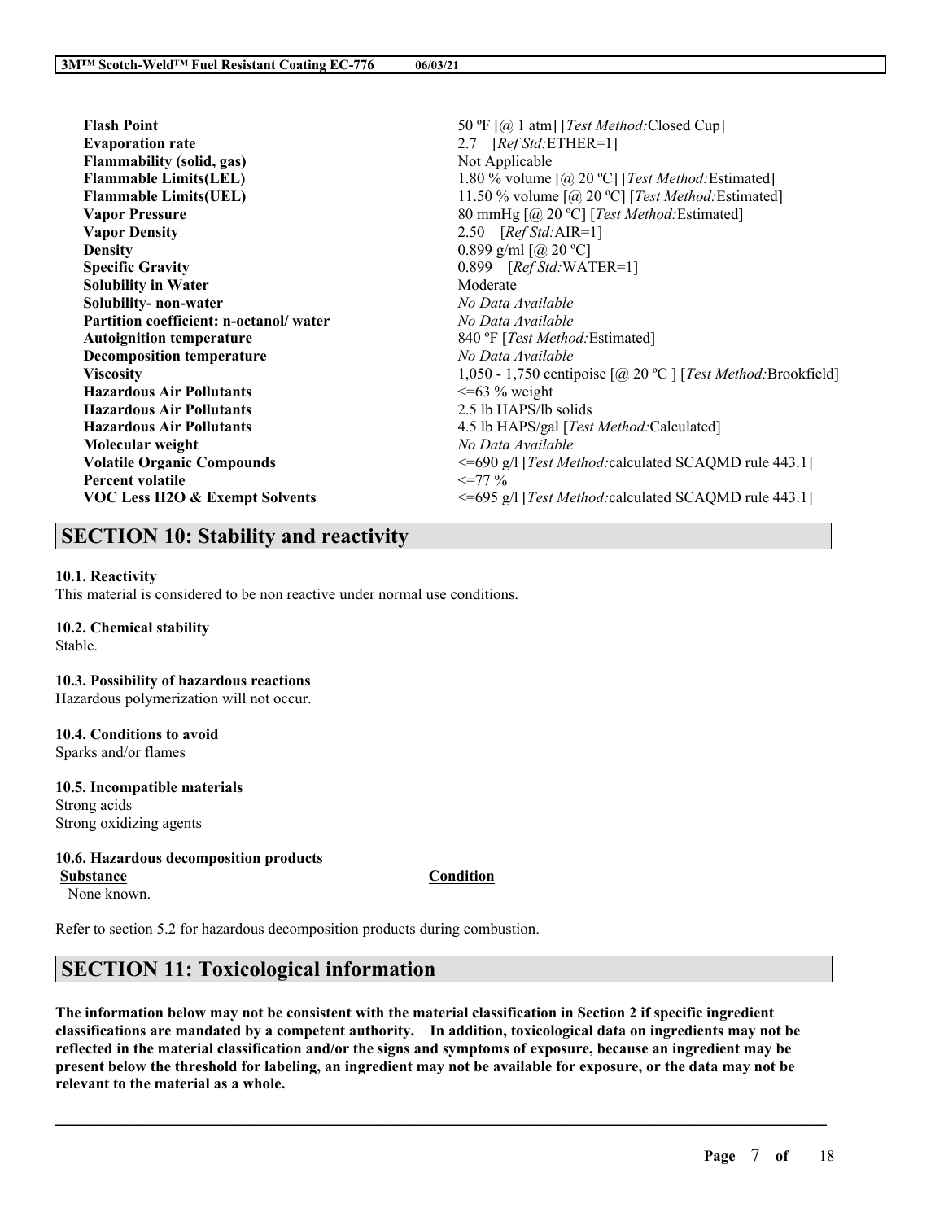| | |
|---|---|
| **Flash Point** | 50 ºF [@ 1 atm] [*Test Method:*Closed Cup] |
| **Evaporation rate** | 2.7 [*Ref Std:*ETHER=1] |
| **Flammability (solid, gas)** | Not Applicable |
| **Flammable Limits(LEL)** | 1.80 % volume [@ 20 ºC] [*Test Method:*Estimated] |
| **Flammable Limits(UEL)** | 11.50 % volume [@ 20 ºC] [*Test Method:*Estimated] |
| **Vapor Pressure** | 80 mmHg [@ 20 ºC] [*Test Method:*Estimated] |
| **Vapor Density** | 2.50 [*Ref Std:*AIR=1] |
| **Density** | 0.899 g/ml [@ 20 ºC] |
| **Specific Gravity** | 0.899 [*Ref Std:*WATER=1] |
| **Solubility in Water** | Moderate |
| **Solubility- non-water** | *No Data Available* |
| **Partition coefficient: n-octanol/ water** | *No Data Available* |
| **Autoignition temperature** | 840 ºF [*Test Method:*Estimated] |
| **Decomposition temperature** | *No Data Available* |
| **Viscosity** | 1,050 - 1,750 centipoise [@ 20 ºC ] [*Test Method:*Brookfield] |
| **Hazardous Air Pollutants** | <=63 % weight |
| **Hazardous Air Pollutants** | 2.5 lb HAPS/lb solids |
| **Hazardous Air Pollutants** | 4.5 lb HAPS/gal [*Test Method:*Calculated] |
| **Molecular weight** | *No Data Available* |
| **Volatile Organic Compounds** | <=690 g/l [*Test Method:*calculated SCAQMD rule 443.1] |
| **Percent volatile** | <=77 % |
| **VOC Less H2O & Exempt Solvents** | <=695 g/l [*Test Method:*calculated SCAQMD rule 443.1] |

## SECTION 10: Stability and reactivity

**10.1. Reactivity**

This material is considered to be non reactive under normal use conditions.

**10.2. Chemical stability**

Stable.

**10.3. Possibility of hazardous reactions**

Hazardous polymerization will not occur.

**10.4. Conditions to avoid**

Sparks and/or flames

**10.5. Incompatible materials**

Strong acids

Strong oxidizing agents

**10.6. Hazardous decomposition products**

| Substance | Condition |
|---|---|
| None known. | |

Refer to section 5.2 for hazardous decomposition products during combustion.

## SECTION 11: Toxicological information

**The information below may not be consistent with the material classification in Section 2 if specific ingredient classifications are mandated by a competent authority. In addition, toxicological data on ingredients may not be reflected in the material classification and/or the signs and symptoms of exposure, because an ingredient may be present below the threshold for labeling, an ingredient may not be available for exposure, or the data may not be relevant to the material as a whole.**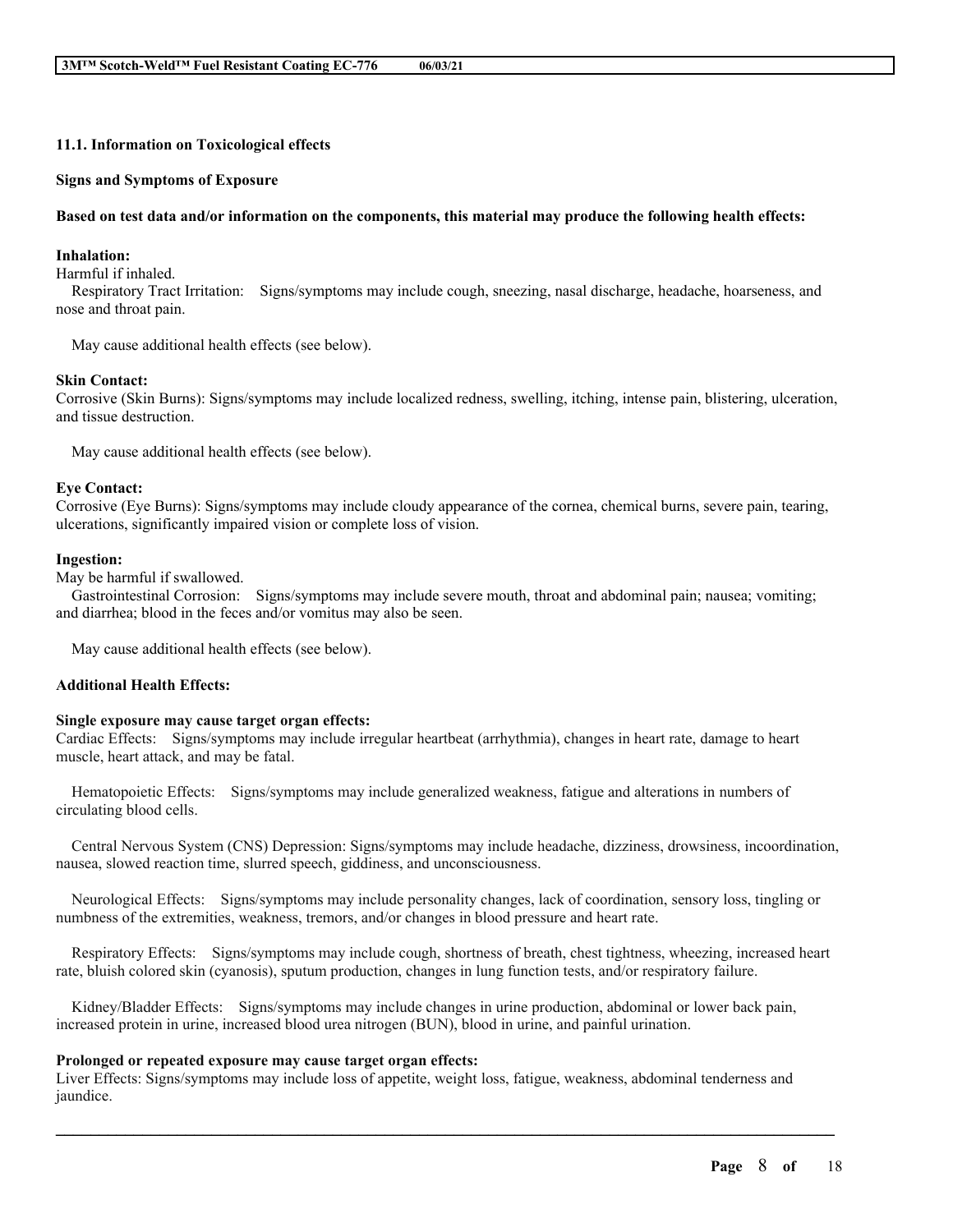### 11.1. Information on Toxicological effects

**Signs and Symptoms of Exposure**

**Based on test data and/or information on the components, this material may produce the following health effects:**

**Inhalation:**
Harmful if inhaled.
Respiratory Tract Irritation: Signs/symptoms may include cough, sneezing, nasal discharge, headache, hoarseness, and nose and throat pain.

May cause additional health effects (see below).

**Skin Contact:**
Corrosive (Skin Burns): Signs/symptoms may include localized redness, swelling, itching, intense pain, blistering, ulceration, and tissue destruction.

May cause additional health effects (see below).

**Eye Contact:**
Corrosive (Eye Burns): Signs/symptoms may include cloudy appearance of the cornea, chemical burns, severe pain, tearing, ulcerations, significantly impaired vision or complete loss of vision.

**Ingestion:**
May be harmful if swallowed.
Gastrointestinal Corrosion: Signs/symptoms may include severe mouth, throat and abdominal pain; nausea; vomiting; and diarrhea; blood in the feces and/or vomitus may also be seen.

May cause additional health effects (see below).

**Additional Health Effects:**

**Single exposure may cause target organ effects:**
Cardiac Effects: Signs/symptoms may include irregular heartbeat (arrhythmia), changes in heart rate, damage to heart muscle, heart attack, and may be fatal.

Hematopoietic Effects: Signs/symptoms may include generalized weakness, fatigue and alterations in numbers of circulating blood cells.

Central Nervous System (CNS) Depression: Signs/symptoms may include headache, dizziness, drowsiness, incoordination, nausea, slowed reaction time, slurred speech, giddiness, and unconsciousness.

Neurological Effects: Signs/symptoms may include personality changes, lack of coordination, sensory loss, tingling or numbness of the extremities, weakness, tremors, and/or changes in blood pressure and heart rate.

Respiratory Effects: Signs/symptoms may include cough, shortness of breath, chest tightness, wheezing, increased heart rate, bluish colored skin (cyanosis), sputum production, changes in lung function tests, and/or respiratory failure.

Kidney/Bladder Effects: Signs/symptoms may include changes in urine production, abdominal or lower back pain, increased protein in urine, increased blood urea nitrogen (BUN), blood in urine, and painful urination.

**Prolonged or repeated exposure may cause target organ effects:**
Liver Effects: Signs/symptoms may include loss of appetite, weight loss, fatigue, weakness, abdominal tenderness and jaundice.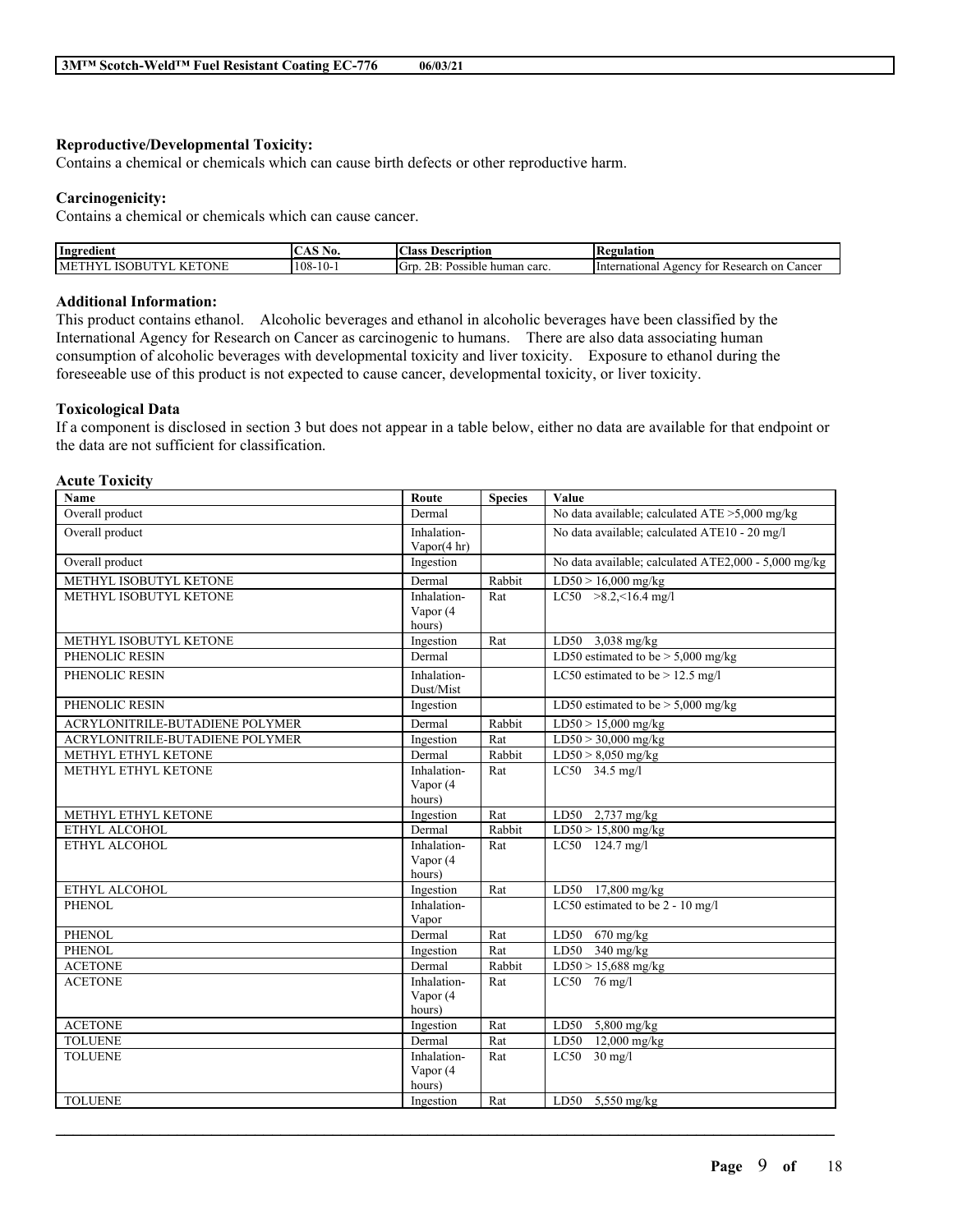**Reproductive/Developmental Toxicity:**
Contains a chemical or chemicals which can cause birth defects or other reproductive harm.

**Carcinogenicity:**
Contains a chemical or chemicals which can cause cancer.

| Ingredient | CAS No. | Class Description | Regulation |
|---|---|---|---|
| METHYL ISOBUTYL KETONE | 108-10-1 | Grp. 2B: Possible human carc. | International Agency for Research on Cancer |

**Additional Information:**
This product contains ethanol. Alcoholic beverages and ethanol in alcoholic beverages have been classified by the International Agency for Research on Cancer as carcinogenic to humans. There are also data associating human consumption of alcoholic beverages with developmental toxicity and liver toxicity. Exposure to ethanol during the foreseeable use of this product is not expected to cause cancer, developmental toxicity, or liver toxicity.

**Toxicological Data**
If a component is disclosed in section 3 but does not appear in a table below, either no data are available for that endpoint or the data are not sufficient for classification.

**Acute Toxicity**

| Name | Route | Species | Value |
|---|---|---|---|
| Overall product | Dermal | | No data available; calculated ATE >5,000 mg/kg |
| Overall product | Inhalation-Vapor(4 hr) | | No data available; calculated ATE10 - 20 mg/l |
| Overall product | Ingestion | | No data available; calculated ATE2,000 - 5,000 mg/kg |
| METHYL ISOBUTYL KETONE | Dermal | Rabbit | LD50 > 16,000 mg/kg |
| METHYL ISOBUTYL KETONE | Inhalation-Vapor (4 hours) | Rat | LC50 >8.2,<16.4 mg/l |
| METHYL ISOBUTYL KETONE | Ingestion | Rat | LD50 3,038 mg/kg |
| PHENOLIC RESIN | Dermal | | LD50 estimated to be > 5,000 mg/kg |
| PHENOLIC RESIN | Inhalation-Dust/Mist | | LC50 estimated to be > 12.5 mg/l |
| PHENOLIC RESIN | Ingestion | | LD50 estimated to be > 5,000 mg/kg |
| ACRYLONITRILE-BUTADIENE POLYMER | Dermal | Rabbit | LD50 > 15,000 mg/kg |
| ACRYLONITRILE-BUTADIENE POLYMER | Ingestion | Rat | LD50 > 30,000 mg/kg |
| METHYL ETHYL KETONE | Dermal | Rabbit | LD50 > 8,050 mg/kg |
| METHYL ETHYL KETONE | Inhalation-Vapor (4 hours) | Rat | LC50 34.5 mg/l |
| METHYL ETHYL KETONE | Ingestion | Rat | LD50 2,737 mg/kg |
| ETHYL ALCOHOL | Dermal | Rabbit | LD50 > 15,800 mg/kg |
| ETHYL ALCOHOL | Inhalation-Vapor (4 hours) | Rat | LC50 124.7 mg/l |
| ETHYL ALCOHOL | Ingestion | Rat | LD50 17,800 mg/kg |
| PHENOL | Inhalation-Vapor | | LC50 estimated to be 2 - 10 mg/l |
| PHENOL | Dermal | Rat | LD50 670 mg/kg |
| PHENOL | Ingestion | Rat | LD50 340 mg/kg |
| ACETONE | Dermal | Rabbit | LD50 > 15,688 mg/kg |
| ACETONE | Inhalation-Vapor (4 hours) | Rat | LC50 76 mg/l |
| ACETONE | Ingestion | Rat | LD50 5,800 mg/kg |
| TOLUENE | Dermal | Rat | LD50 12,000 mg/kg |
| TOLUENE | Inhalation-Vapor (4 hours) | Rat | LC50 30 mg/l |
| TOLUENE | Ingestion | Rat | LD50 5,550 mg/kg |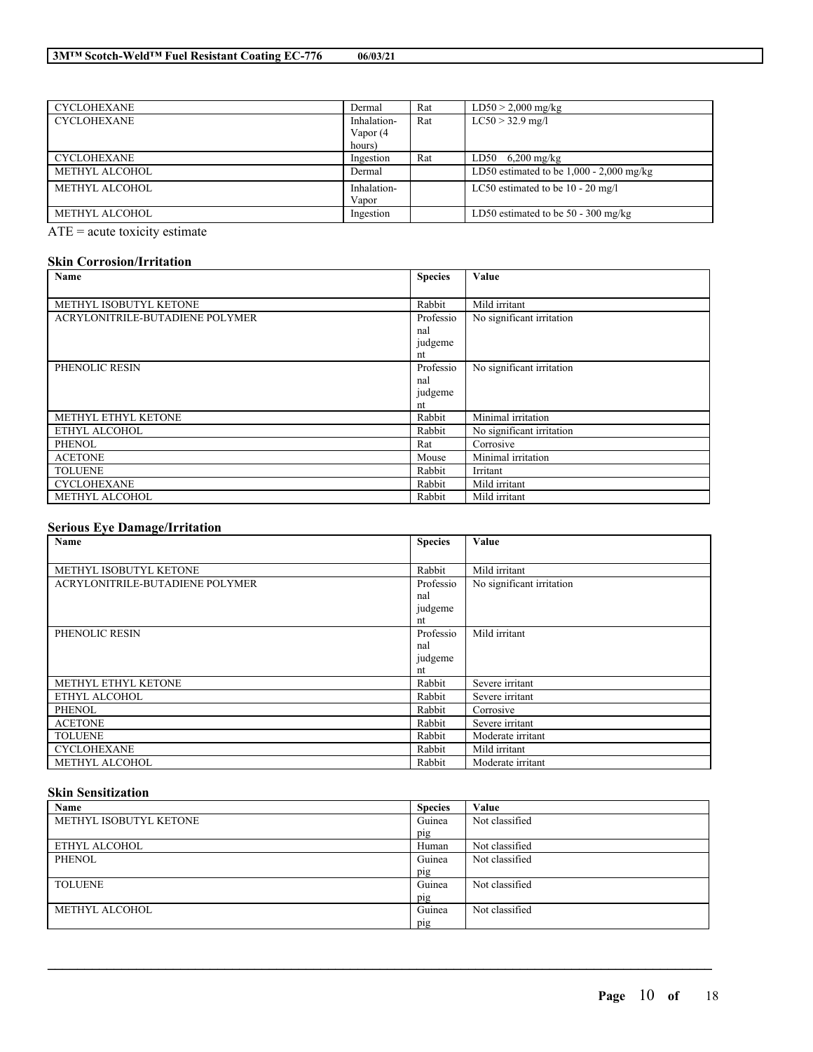| | | | |
|---|---|---|---|
| CYCLOHEXANE | Dermal | Rat | LD50 > 2,000 mg/kg |
| CYCLOHEXANE | Inhalation-Vapor (4 hours) | Rat | LC50 > 32.9 mg/l |
| CYCLOHEXANE | Ingestion | Rat | LD50 6,200 mg/kg |
| METHYL ALCOHOL | Dermal | | LD50 estimated to be 1,000 - 2,000 mg/kg |
| METHYL ALCOHOL | Inhalation-Vapor | | LC50 estimated to be 10 - 20 mg/l |
| METHYL ALCOHOL | Ingestion | | LD50 estimated to be 50 - 300 mg/kg |

ATE = acute toxicity estimate

### Skin Corrosion/Irritation

| Name | Species | Value |
|---|---|---|
| METHYL ISOBUTYL KETONE | Rabbit | Mild irritant |
| ACRYLONITRILE-BUTADIENE POLYMER | Professional judgement | No significant irritation |
| PHENOLIC RESIN | Professional judgement | No significant irritation |
| METHYL ETHYL KETONE | Rabbit | Minimal irritation |
| ETHYL ALCOHOL | Rabbit | No significant irritation |
| PHENOL | Rat | Corrosive |
| ACETONE | Mouse | Minimal irritation |
| TOLUENE | Rabbit | Irritant |
| CYCLOHEXANE | Rabbit | Mild irritant |
| METHYL ALCOHOL | Rabbit | Mild irritant |

### Serious Eye Damage/Irritation

| Name | Species | Value |
|---|---|---|
| METHYL ISOBUTYL KETONE | Rabbit | Mild irritant |
| ACRYLONITRILE-BUTADIENE POLYMER | Professional judgement | No significant irritation |
| PHENOLIC RESIN | Professional judgement | Mild irritant |
| METHYL ETHYL KETONE | Rabbit | Severe irritant |
| ETHYL ALCOHOL | Rabbit | Severe irritant |
| PHENOL | Rabbit | Corrosive |
| ACETONE | Rabbit | Severe irritant |
| TOLUENE | Rabbit | Moderate irritant |
| CYCLOHEXANE | Rabbit | Mild irritant |
| METHYL ALCOHOL | Rabbit | Moderate irritant |

### Skin Sensitization

| Name | Species | Value |
|---|---|---|
| METHYL ISOBUTYL KETONE | Guinea pig | Not classified |
| ETHYL ALCOHOL | Human | Not classified |
| PHENOL | Guinea pig | Not classified |
| TOLUENE | Guinea pig | Not classified |
| METHYL ALCOHOL | Guinea pig | Not classified |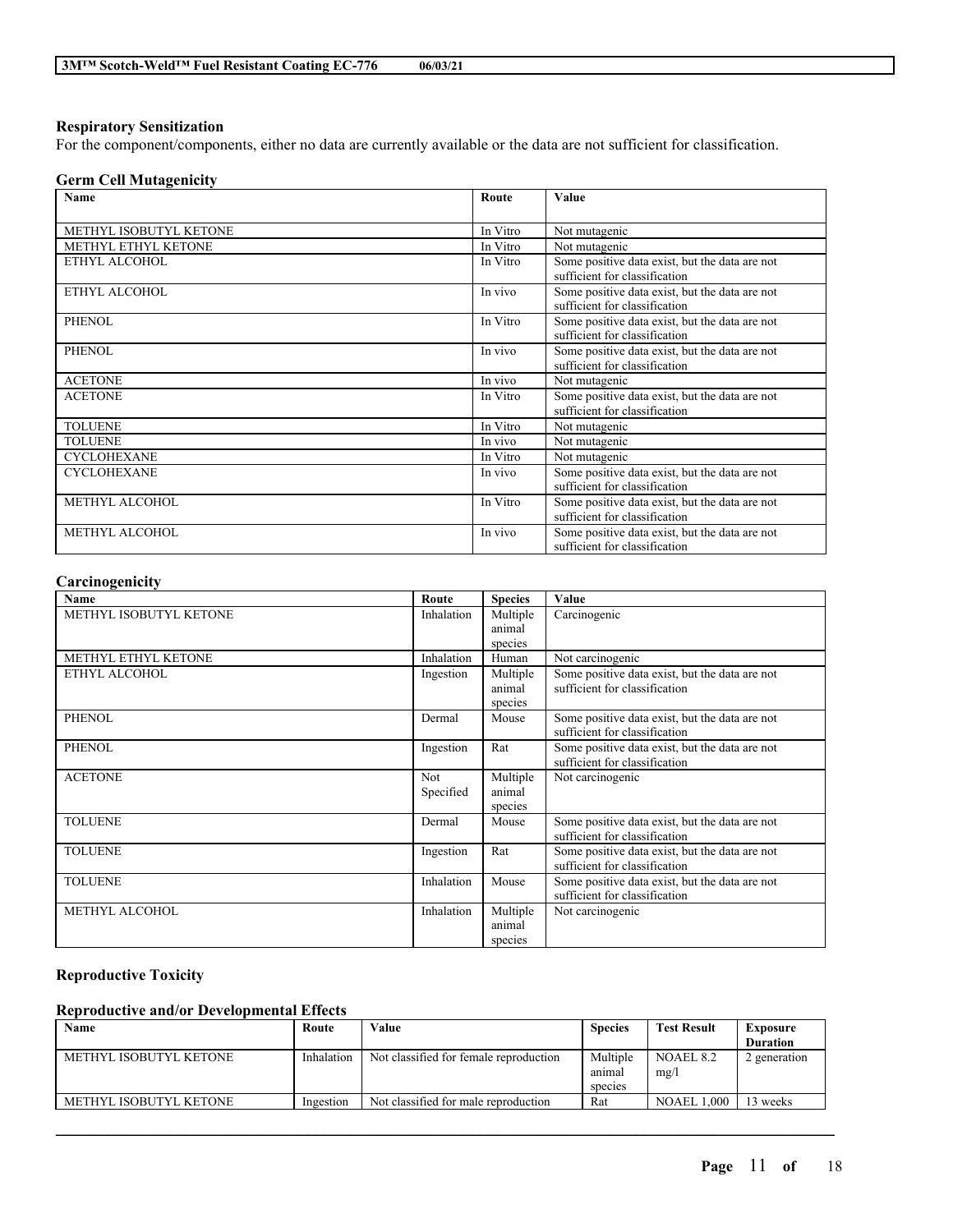### Respiratory Sensitization

For the component/components, either no data are currently available or the data are not sufficient for classification.

### Germ Cell Mutagenicity

| Name | Route | Value |
|---|---|---|
| METHYL ISOBUTYL KETONE | In Vitro | Not mutagenic |
| METHYL ETHYL KETONE | In Vitro | Not mutagenic |
| ETHYL ALCOHOL | In Vitro | Some positive data exist, but the data are not sufficient for classification |
| ETHYL ALCOHOL | In vivo | Some positive data exist, but the data are not sufficient for classification |
| PHENOL | In Vitro | Some positive data exist, but the data are not sufficient for classification |
| PHENOL | In vivo | Some positive data exist, but the data are not sufficient for classification |
| ACETONE | In vivo | Not mutagenic |
| ACETONE | In Vitro | Some positive data exist, but the data are not sufficient for classification |
| TOLUENE | In Vitro | Not mutagenic |
| TOLUENE | In vivo | Not mutagenic |
| CYCLOHEXANE | In Vitro | Not mutagenic |
| CYCLOHEXANE | In vivo | Some positive data exist, but the data are not sufficient for classification |
| METHYL ALCOHOL | In Vitro | Some positive data exist, but the data are not sufficient for classification |
| METHYL ALCOHOL | In vivo | Some positive data exist, but the data are not sufficient for classification |

### Carcinogenicity

| Name | Route | Species | Value |
|---|---|---|---|
| METHYL ISOBUTYL KETONE | Inhalation | Multiple animal species | Carcinogenic |
| METHYL ETHYL KETONE | Inhalation | Human | Not carcinogenic |
| ETHYL ALCOHOL | Ingestion | Multiple animal species | Some positive data exist, but the data are not sufficient for classification |
| PHENOL | Dermal | Mouse | Some positive data exist, but the data are not sufficient for classification |
| PHENOL | Ingestion | Rat | Some positive data exist, but the data are not sufficient for classification |
| ACETONE | Not Specified | Multiple animal species | Not carcinogenic |
| TOLUENE | Dermal | Mouse | Some positive data exist, but the data are not sufficient for classification |
| TOLUENE | Ingestion | Rat | Some positive data exist, but the data are not sufficient for classification |
| TOLUENE | Inhalation | Mouse | Some positive data exist, but the data are not sufficient for classification |
| METHYL ALCOHOL | Inhalation | Multiple animal species | Not carcinogenic |

### Reproductive Toxicity

#### Reproductive and/or Developmental Effects

| Name | Route | Value | Species | Test Result | Exposure Duration |
|---|---|---|---|---|---|
| METHYL ISOBUTYL KETONE | Inhalation | Not classified for female reproduction | Multiple animal species | NOAEL 8.2 mg/l | 2 generation |
| METHYL ISOBUTYL KETONE | Ingestion | Not classified for male reproduction | Rat | NOAEL 1,000 | 13 weeks |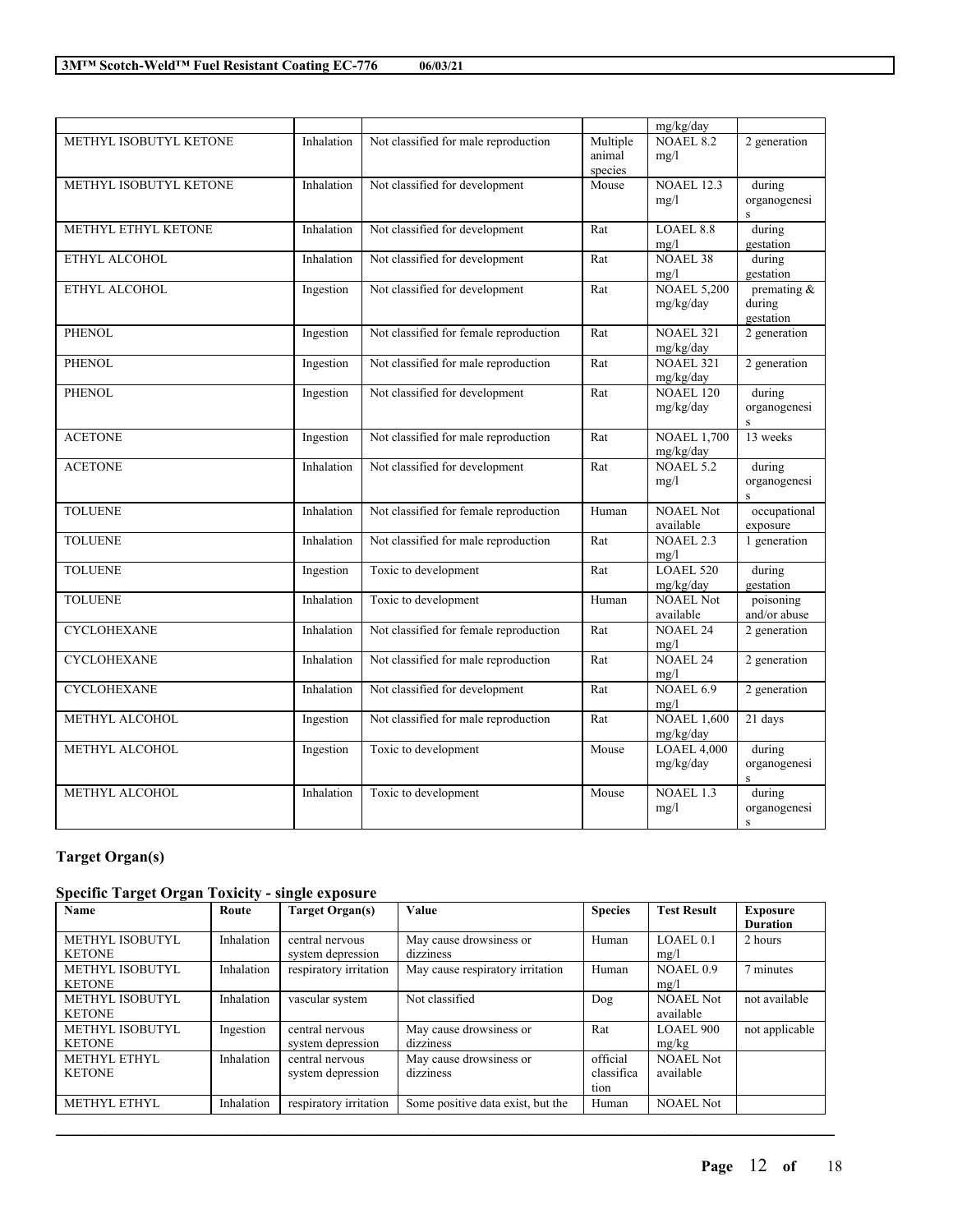| | | | | mg/kg/day | |
|---|---|---|---|---|---|
| METHYL ISOBUTYL KETONE | Inhalation | Not classified for male reproduction | Multiple animal species | NOAEL 8.2 mg/l | 2 generation |
| METHYL ISOBUTYL KETONE | Inhalation | Not classified for development | Mouse | NOAEL 12.3 mg/l | during organogenesis |
| METHYL ETHYL KETONE | Inhalation | Not classified for development | Rat | LOAEL 8.8 mg/l | during gestation |
| ETHYL ALCOHOL | Inhalation | Not classified for development | Rat | NOAEL 38 mg/l | during gestation |
| ETHYL ALCOHOL | Ingestion | Not classified for development | Rat | NOAEL 5,200 mg/kg/day | premating & during gestation |
| PHENOL | Ingestion | Not classified for female reproduction | Rat | NOAEL 321 mg/kg/day | 2 generation |
| PHENOL | Ingestion | Not classified for male reproduction | Rat | NOAEL 321 mg/kg/day | 2 generation |
| PHENOL | Ingestion | Not classified for development | Rat | NOAEL 120 mg/kg/day | during organogenesis |
| ACETONE | Ingestion | Not classified for male reproduction | Rat | NOAEL 1,700 mg/kg/day | 13 weeks |
| ACETONE | Inhalation | Not classified for development | Rat | NOAEL 5.2 mg/l | during organogenesis |
| TOLUENE | Inhalation | Not classified for female reproduction | Human | NOAEL Not available | occupational exposure |
| TOLUENE | Inhalation | Not classified for male reproduction | Rat | NOAEL 2.3 mg/l | 1 generation |
| TOLUENE | Ingestion | Toxic to development | Rat | LOAEL 520 mg/kg/day | during gestation |
| TOLUENE | Inhalation | Toxic to development | Human | NOAEL Not available | poisoning and/or abuse |
| CYCLOHEXANE | Inhalation | Not classified for female reproduction | Rat | NOAEL 24 mg/l | 2 generation |
| CYCLOHEXANE | Inhalation | Not classified for male reproduction | Rat | NOAEL 24 mg/l | 2 generation |
| CYCLOHEXANE | Inhalation | Not classified for development | Rat | NOAEL 6.9 mg/l | 2 generation |
| METHYL ALCOHOL | Ingestion | Not classified for male reproduction | Rat | NOAEL 1,600 mg/kg/day | 21 days |
| METHYL ALCOHOL | Ingestion | Toxic to development | Mouse | LOAEL 4,000 mg/kg/day | during organogenesis |
| METHYL ALCOHOL | Inhalation | Toxic to development | Mouse | NOAEL 1.3 mg/l | during organogenesis |

## Target Organ(s)

### Specific Target Organ Toxicity - single exposure

| Name | Route | Target Organ(s) | Value | Species | Test Result | Exposure Duration |
|---|---|---|---|---|---|---|
| METHYL ISOBUTYL KETONE | Inhalation | central nervous system depression | May cause drowsiness or dizziness | Human | LOAEL 0.1 mg/l | 2 hours |
| METHYL ISOBUTYL KETONE | Inhalation | respiratory irritation | May cause respiratory irritation | Human | NOAEL 0.9 mg/l | 7 minutes |
| METHYL ISOBUTYL KETONE | Inhalation | vascular system | Not classified | Dog | NOAEL Not available | not available |
| METHYL ISOBUTYL KETONE | Ingestion | central nervous system depression | May cause drowsiness or dizziness | Rat | LOAEL 900 mg/kg | not applicable |
| METHYL ETHYL KETONE | Inhalation | central nervous system depression | May cause drowsiness or dizziness | official classification | NOAEL Not available | |
| METHYL ETHYL | Inhalation | respiratory irritation | Some positive data exist, but the | Human | NOAEL Not | |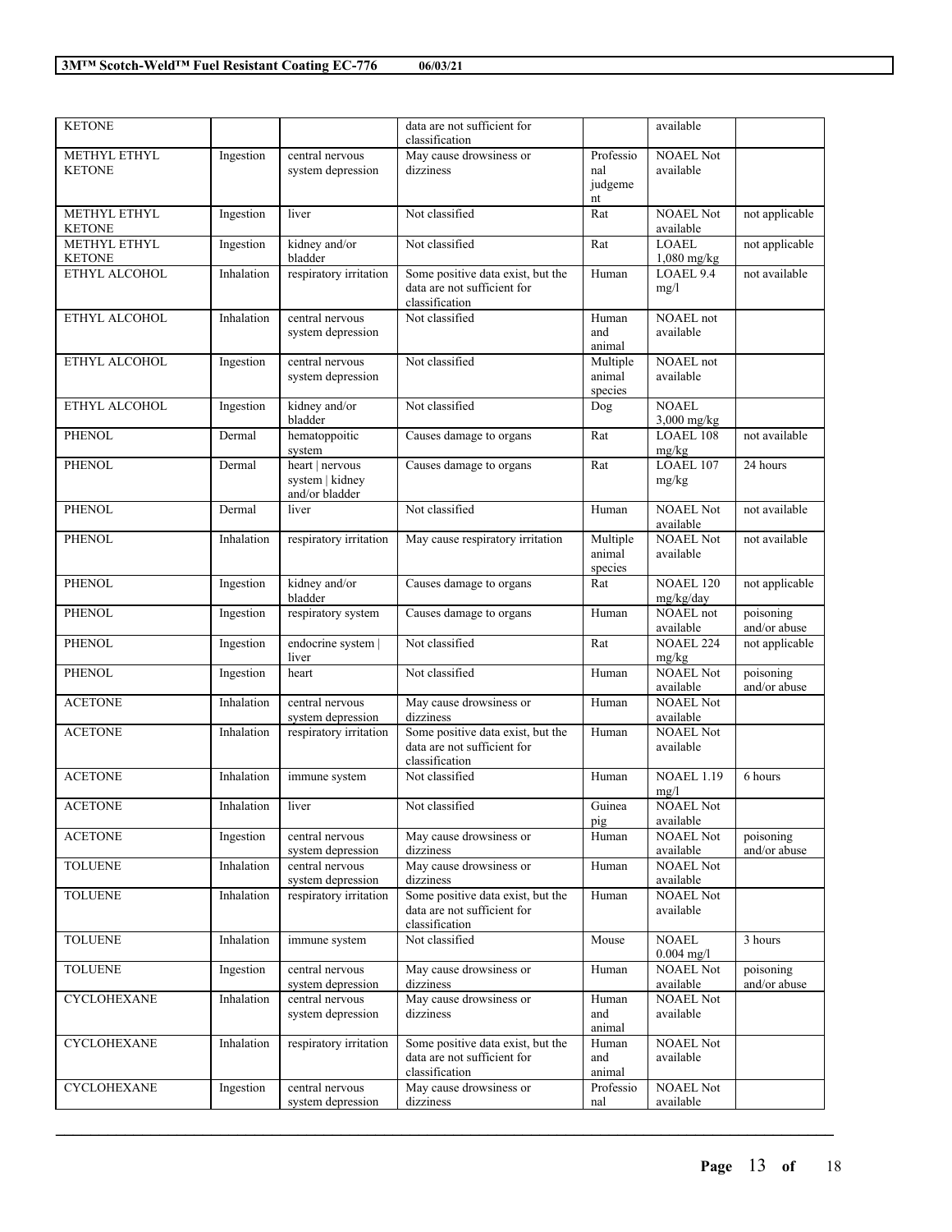| | | | | | | |
|---|---|---|---|---|---|---|
| KETONE | | | data are not sufficient for classification | | available | |
| METHYL ETHYL KETONE | Ingestion | central nervous system depression | May cause drowsiness or dizziness | Professional judgement | NOAEL Not available | |
| METHYL ETHYL KETONE | Ingestion | liver | Not classified | Rat | NOAEL Not available | not applicable |
| METHYL ETHYL KETONE | Ingestion | kidney and/or bladder | Not classified | Rat | LOAEL 1,080 mg/kg | not applicable |
| ETHYL ALCOHOL | Inhalation | respiratory irritation | Some positive data exist, but the data are not sufficient for classification | Human | LOAEL 9.4 mg/l | not available |
| ETHYL ALCOHOL | Inhalation | central nervous system depression | Not classified | Human and animal | NOAEL not available | |
| ETHYL ALCOHOL | Ingestion | central nervous system depression | Not classified | Multiple animal species | NOAEL not available | |
| ETHYL ALCOHOL | Ingestion | kidney and/or bladder | Not classified | Dog | NOAEL 3,000 mg/kg | |
| PHENOL | Dermal | hematoppoitic system | Causes damage to organs | Rat | LOAEL 108 mg/kg | not available |
| PHENOL | Dermal | heart \| nervous system \| kidney and/or bladder | Causes damage to organs | Rat | LOAEL 107 mg/kg | 24 hours |
| PHENOL | Dermal | liver | Not classified | Human | NOAEL Not available | not available |
| PHENOL | Inhalation | respiratory irritation | May cause respiratory irritation | Multiple animal species | NOAEL Not available | not available |
| PHENOL | Ingestion | kidney and/or bladder | Causes damage to organs | Rat | NOAEL 120 mg/kg/day | not applicable |
| PHENOL | Ingestion | respiratory system | Causes damage to organs | Human | NOAEL not available | poisoning and/or abuse |
| PHENOL | Ingestion | endocrine system \| liver | Not classified | Rat | NOAEL 224 mg/kg | not applicable |
| PHENOL | Ingestion | heart | Not classified | Human | NOAEL Not available | poisoning and/or abuse |
| ACETONE | Inhalation | central nervous system depression | May cause drowsiness or dizziness | Human | NOAEL Not available | |
| ACETONE | Inhalation | respiratory irritation | Some positive data exist, but the data are not sufficient for classification | Human | NOAEL Not available | |
| ACETONE | Inhalation | immune system | Not classified | Human | NOAEL 1.19 mg/l | 6 hours |
| ACETONE | Inhalation | liver | Not classified | Guinea pig | NOAEL Not available | |
| ACETONE | Ingestion | central nervous system depression | May cause drowsiness or dizziness | Human | NOAEL Not available | poisoning and/or abuse |
| TOLUENE | Inhalation | central nervous system depression | May cause drowsiness or dizziness | Human | NOAEL Not available | |
| TOLUENE | Inhalation | respiratory irritation | Some positive data exist, but the data are not sufficient for classification | Human | NOAEL Not available | |
| TOLUENE | Inhalation | immune system | Not classified | Mouse | NOAEL 0.004 mg/l | 3 hours |
| TOLUENE | Ingestion | central nervous system depression | May cause drowsiness or dizziness | Human | NOAEL Not available | poisoning and/or abuse |
| CYCLOHEXANE | Inhalation | central nervous system depression | May cause drowsiness or dizziness | Human and animal | NOAEL Not available | |
| CYCLOHEXANE | Inhalation | respiratory irritation | Some positive data exist, but the data are not sufficient for classification | Human and animal | NOAEL Not available | |
| CYCLOHEXANE | Ingestion | central nervous system depression | May cause drowsiness or dizziness | Professional | NOAEL Not available | |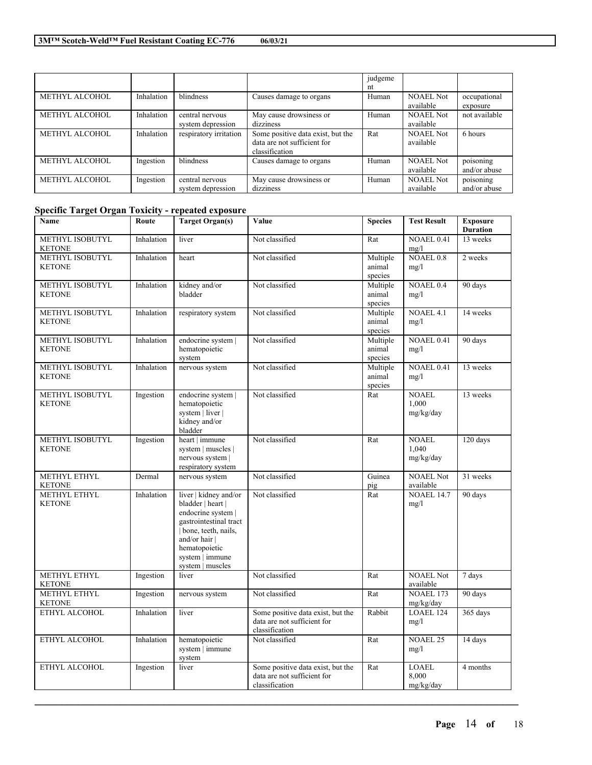| | | | | judgement | | |
|---|---|---|---|---|---|---|
| METHYL ALCOHOL | Inhalation | blindness | Causes damage to organs | Human | NOAEL Not available | occupational exposure |
| METHYL ALCOHOL | Inhalation | central nervous system depression | May cause drowsiness or dizziness | Human | NOAEL Not available | not available |
| METHYL ALCOHOL | Inhalation | respiratory irritation | Some positive data exist, but the data are not sufficient for classification | Rat | NOAEL Not available | 6 hours |
| METHYL ALCOHOL | Ingestion | blindness | Causes damage to organs | Human | NOAEL Not available | poisoning and/or abuse |
| METHYL ALCOHOL | Ingestion | central nervous system depression | May cause drowsiness or dizziness | Human | NOAEL Not available | poisoning and/or abuse |

### Specific Target Organ Toxicity - repeated exposure

| Name | Route | Target Organ(s) | Value | Species | Test Result | Exposure Duration |
|---|---|---|---|---|---|---|
| METHYL ISOBUTYL KETONE | Inhalation | liver | Not classified | Rat | NOAEL 0.41 mg/l | 13 weeks |
| METHYL ISOBUTYL KETONE | Inhalation | heart | Not classified | Multiple animal species | NOAEL 0.8 mg/l | 2 weeks |
| METHYL ISOBUTYL KETONE | Inhalation | kidney and/or bladder | Not classified | Multiple animal species | NOAEL 0.4 mg/l | 90 days |
| METHYL ISOBUTYL KETONE | Inhalation | respiratory system | Not classified | Multiple animal species | NOAEL 4.1 mg/l | 14 weeks |
| METHYL ISOBUTYL KETONE | Inhalation | endocrine system \| hematopoietic system | Not classified | Multiple animal species | NOAEL 0.41 mg/l | 90 days |
| METHYL ISOBUTYL KETONE | Inhalation | nervous system | Not classified | Multiple animal species | NOAEL 0.41 mg/l | 13 weeks |
| METHYL ISOBUTYL KETONE | Ingestion | endocrine system \| hematopoietic system \| liver \| kidney and/or bladder | Not classified | Rat | NOAEL 1,000 mg/kg/day | 13 weeks |
| METHYL ISOBUTYL KETONE | Ingestion | heart \| immune system \| muscles \| nervous system \| respiratory system | Not classified | Rat | NOAEL 1,040 mg/kg/day | 120 days |
| METHYL ETHYL KETONE | Dermal | nervous system | Not classified | Guinea pig | NOAEL Not available | 31 weeks |
| METHYL ETHYL KETONE | Inhalation | liver \| kidney and/or bladder \| heart \| endocrine system \| gastrointestinal tract \| bone, teeth, nails, and/or hair \| hematopoietic system \| immune system \| muscles | Not classified | Rat | NOAEL 14.7 mg/l | 90 days |
| METHYL ETHYL KETONE | Ingestion | liver | Not classified | Rat | NOAEL Not available | 7 days |
| METHYL ETHYL KETONE | Ingestion | nervous system | Not classified | Rat | NOAEL 173 mg/kg/day | 90 days |
| ETHYL ALCOHOL | Inhalation | liver | Some positive data exist, but the data are not sufficient for classification | Rabbit | LOAEL 124 mg/l | 365 days |
| ETHYL ALCOHOL | Inhalation | hematopoietic system \| immune system | Not classified | Rat | NOAEL 25 mg/l | 14 days |
| ETHYL ALCOHOL | Ingestion | liver | Some positive data exist, but the data are not sufficient for classification | Rat | LOAEL 8,000 mg/kg/day | 4 months |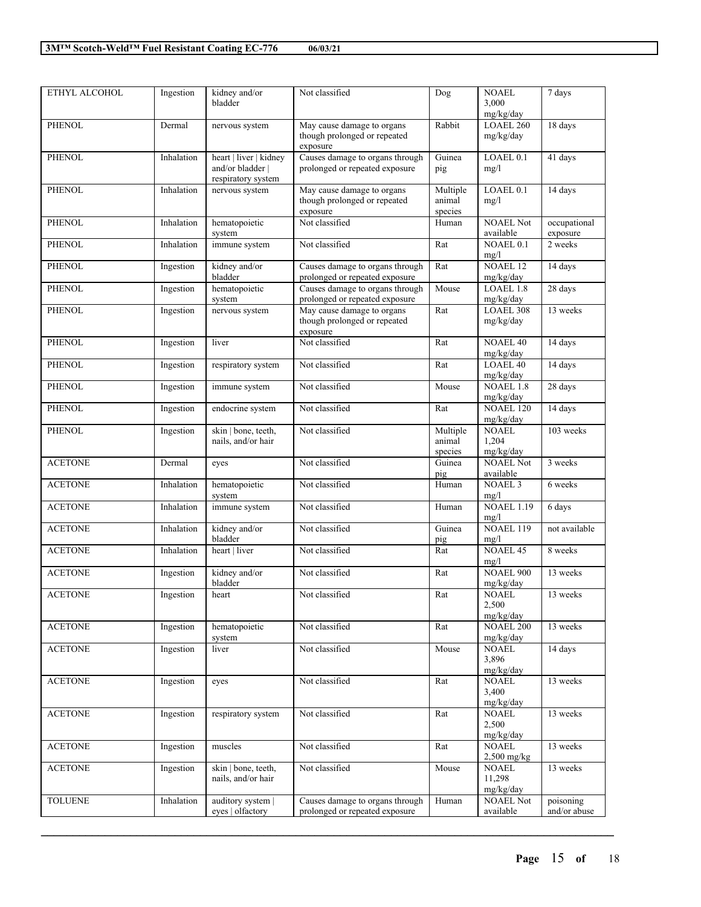| | | | | | | |
|---|---|---|---|---|---|---|
| ETHYL ALCOHOL | Ingestion | kidney and/or bladder | Not classified | Dog | NOAEL 3,000 mg/kg/day | 7 days |
| PHENOL | Dermal | nervous system | May cause damage to organs though prolonged or repeated exposure | Rabbit | LOAEL 260 mg/kg/day | 18 days |
| PHENOL | Inhalation | heart \| liver \| kidney and/or bladder \| respiratory system | Causes damage to organs through prolonged or repeated exposure | Guinea pig | LOAEL 0.1 mg/l | 41 days |
| PHENOL | Inhalation | nervous system | May cause damage to organs though prolonged or repeated exposure | Multiple animal species | LOAEL 0.1 mg/l | 14 days |
| PHENOL | Inhalation | hematopoietic system | Not classified | Human | NOAEL Not available | occupational exposure |
| PHENOL | Inhalation | immune system | Not classified | Rat | NOAEL 0.1 mg/l | 2 weeks |
| PHENOL | Ingestion | kidney and/or bladder | Causes damage to organs through prolonged or repeated exposure | Rat | NOAEL 12 mg/kg/day | 14 days |
| PHENOL | Ingestion | hematopoietic system | Causes damage to organs through prolonged or repeated exposure | Mouse | LOAEL 1.8 mg/kg/day | 28 days |
| PHENOL | Ingestion | nervous system | May cause damage to organs though prolonged or repeated exposure | Rat | LOAEL 308 mg/kg/day | 13 weeks |
| PHENOL | Ingestion | liver | Not classified | Rat | NOAEL 40 mg/kg/day | 14 days |
| PHENOL | Ingestion | respiratory system | Not classified | Rat | LOAEL 40 mg/kg/day | 14 days |
| PHENOL | Ingestion | immune system | Not classified | Mouse | NOAEL 1.8 mg/kg/day | 28 days |
| PHENOL | Ingestion | endocrine system | Not classified | Rat | NOAEL 120 mg/kg/day | 14 days |
| PHENOL | Ingestion | skin \| bone, teeth, nails, and/or hair | Not classified | Multiple animal species | NOAEL 1,204 mg/kg/day | 103 weeks |
| ACETONE | Dermal | eyes | Not classified | Guinea pig | NOAEL Not available | 3 weeks |
| ACETONE | Inhalation | hematopoietic system | Not classified | Human | NOAEL 3 mg/l | 6 weeks |
| ACETONE | Inhalation | immune system | Not classified | Human | NOAEL 1.19 mg/l | 6 days |
| ACETONE | Inhalation | kidney and/or bladder | Not classified | Guinea pig | NOAEL 119 mg/l | not available |
| ACETONE | Inhalation | heart \| liver | Not classified | Rat | NOAEL 45 mg/l | 8 weeks |
| ACETONE | Ingestion | kidney and/or bladder | Not classified | Rat | NOAEL 900 mg/kg/day | 13 weeks |
| ACETONE | Ingestion | heart | Not classified | Rat | NOAEL 2,500 mg/kg/day | 13 weeks |
| ACETONE | Ingestion | hematopoietic system | Not classified | Rat | NOAEL 200 mg/kg/day | 13 weeks |
| ACETONE | Ingestion | liver | Not classified | Mouse | NOAEL 3,896 mg/kg/day | 14 days |
| ACETONE | Ingestion | eyes | Not classified | Rat | NOAEL 3,400 mg/kg/day | 13 weeks |
| ACETONE | Ingestion | respiratory system | Not classified | Rat | NOAEL 2,500 mg/kg/day | 13 weeks |
| ACETONE | Ingestion | muscles | Not classified | Rat | NOAEL 2,500 mg/kg | 13 weeks |
| ACETONE | Ingestion | skin \| bone, teeth, nails, and/or hair | Not classified | Mouse | NOAEL 11,298 mg/kg/day | 13 weeks |
| TOLUENE | Inhalation | auditory system \| eyes \| olfactory | Causes damage to organs through prolonged or repeated exposure | Human | NOAEL Not available | poisoning and/or abuse |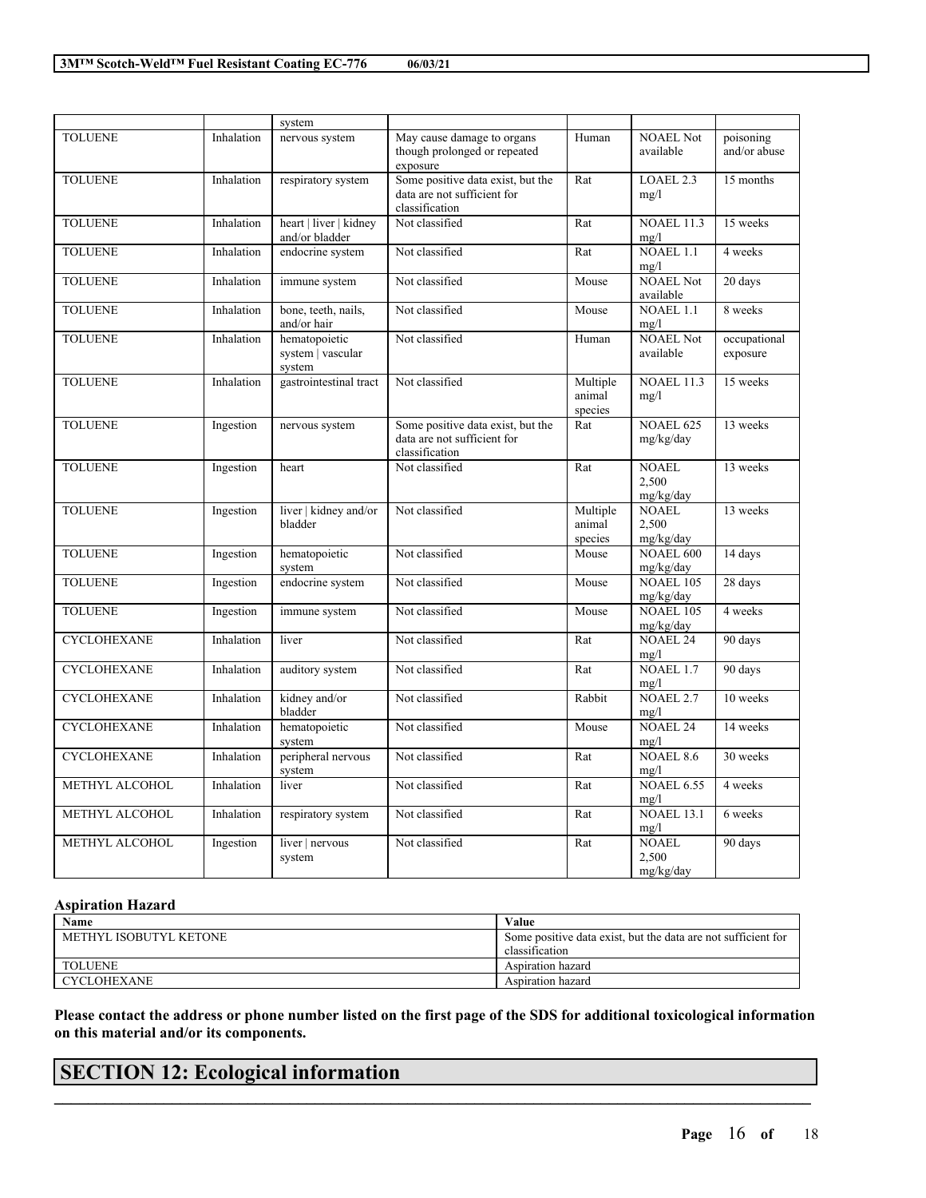|  |  | system |  |  |  |  |
|---|---|---|---|---|---|---|
| TOLUENE | Inhalation | nervous system | May cause damage to organs though prolonged or repeated exposure | Human | NOAEL Not available | poisoning and/or abuse |
| TOLUENE | Inhalation | respiratory system | Some positive data exist, but the data are not sufficient for classification | Rat | LOAEL 2.3 mg/l | 15 months |
| TOLUENE | Inhalation | heart \| liver \| kidney and/or bladder | Not classified | Rat | NOAEL 11.3 mg/l | 15 weeks |
| TOLUENE | Inhalation | endocrine system | Not classified | Rat | NOAEL 1.1 mg/l | 4 weeks |
| TOLUENE | Inhalation | immune system | Not classified | Mouse | NOAEL Not available | 20 days |
| TOLUENE | Inhalation | bone, teeth, nails, and/or hair | Not classified | Mouse | NOAEL 1.1 mg/l | 8 weeks |
| TOLUENE | Inhalation | hematopoietic system \| vascular system | Not classified | Human | NOAEL Not available | occupational exposure |
| TOLUENE | Inhalation | gastrointestinal tract | Not classified | Multiple animal species | NOAEL 11.3 mg/l | 15 weeks |
| TOLUENE | Ingestion | nervous system | Some positive data exist, but the data are not sufficient for classification | Rat | NOAEL 625 mg/kg/day | 13 weeks |
| TOLUENE | Ingestion | heart | Not classified | Rat | NOAEL 2,500 mg/kg/day | 13 weeks |
| TOLUENE | Ingestion | liver \| kidney and/or bladder | Not classified | Multiple animal species | NOAEL 2,500 mg/kg/day | 13 weeks |
| TOLUENE | Ingestion | hematopoietic system | Not classified | Mouse | NOAEL 600 mg/kg/day | 14 days |
| TOLUENE | Ingestion | endocrine system | Not classified | Mouse | NOAEL 105 mg/kg/day | 28 days |
| TOLUENE | Ingestion | immune system | Not classified | Mouse | NOAEL 105 mg/kg/day | 4 weeks |
| CYCLOHEXANE | Inhalation | liver | Not classified | Rat | NOAEL 24 mg/l | 90 days |
| CYCLOHEXANE | Inhalation | auditory system | Not classified | Rat | NOAEL 1.7 mg/l | 90 days |
| CYCLOHEXANE | Inhalation | kidney and/or bladder | Not classified | Rabbit | NOAEL 2.7 mg/l | 10 weeks |
| CYCLOHEXANE | Inhalation | hematopoietic system | Not classified | Mouse | NOAEL 24 mg/l | 14 weeks |
| CYCLOHEXANE | Inhalation | peripheral nervous system | Not classified | Rat | NOAEL 8.6 mg/l | 30 weeks |
| METHYL ALCOHOL | Inhalation | liver | Not classified | Rat | NOAEL 6.55 mg/l | 4 weeks |
| METHYL ALCOHOL | Inhalation | respiratory system | Not classified | Rat | NOAEL 13.1 mg/l | 6 weeks |
| METHYL ALCOHOL | Ingestion | liver \| nervous system | Not classified | Rat | NOAEL 2,500 mg/kg/day | 90 days |

### Aspiration Hazard

| Name | Value |
|---|---|
| METHYL ISOBUTYL KETONE | Some positive data exist, but the data are not sufficient for classification |
| TOLUENE | Aspiration hazard |
| CYCLOHEXANE | Aspiration hazard |

**Please contact the address or phone number listed on the first page of the SDS for additional toxicological information on this material and/or its components.**

## SECTION 12: Ecological information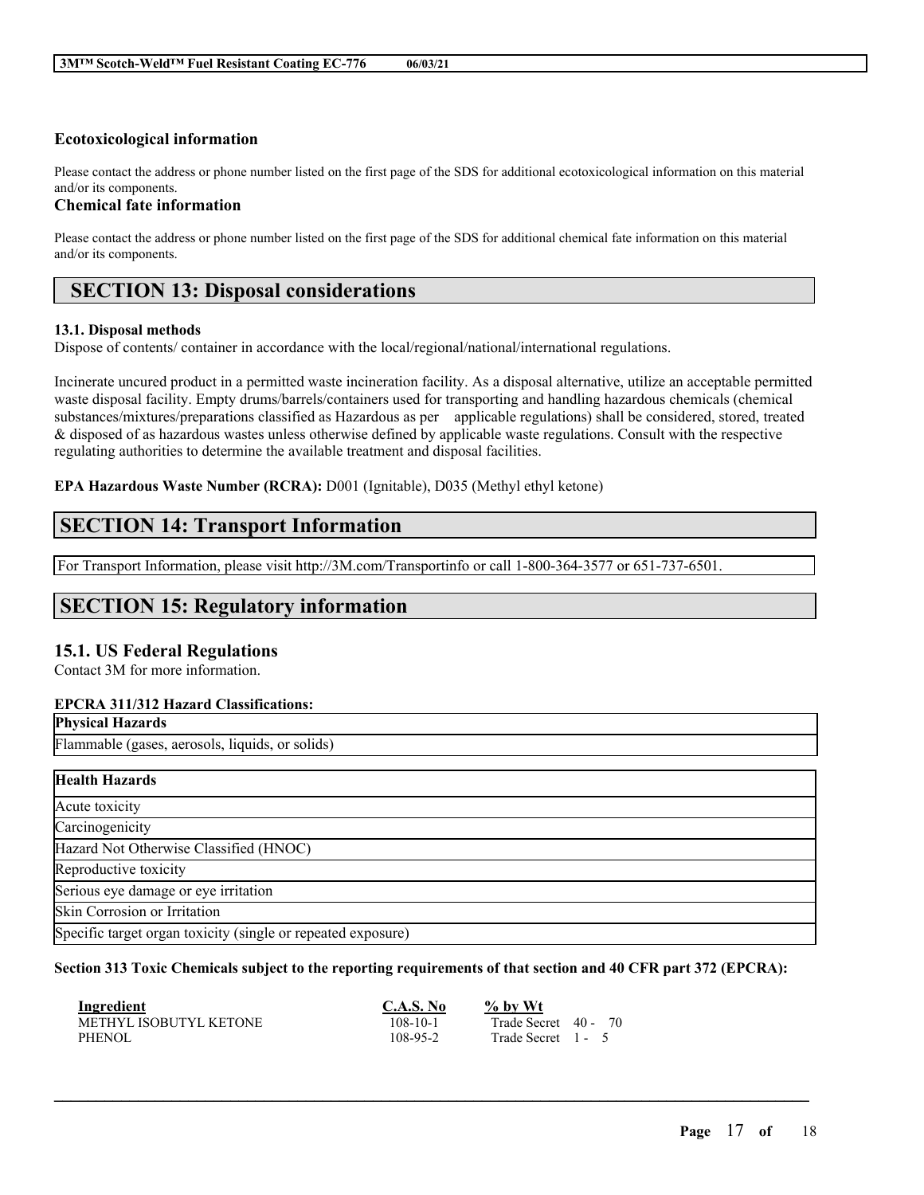### Ecotoxicological information

Please contact the address or phone number listed on the first page of the SDS for additional ecotoxicological information on this material and/or its components.

### Chemical fate information

Please contact the address or phone number listed on the first page of the SDS for additional chemical fate information on this material and/or its components.

## SECTION 13: Disposal considerations

**13.1. Disposal methods**

Dispose of contents/ container in accordance with the local/regional/national/international regulations.

Incinerate uncured product in a permitted waste incineration facility. As a disposal alternative, utilize an acceptable permitted waste disposal facility. Empty drums/barrels/containers used for transporting and handling hazardous chemicals (chemical substances/mixtures/preparations classified as Hazardous as per applicable regulations) shall be considered, stored, treated & disposed of as hazardous wastes unless otherwise defined by applicable waste regulations. Consult with the respective regulating authorities to determine the available treatment and disposal facilities.

**EPA Hazardous Waste Number (RCRA):** D001 (Ignitable), D035 (Methyl ethyl ketone)

## SECTION 14: Transport Information

For Transport Information, please visit http://3M.com/Transportinfo or call 1-800-364-3577 or 651-737-6501.

## SECTION 15: Regulatory information

### 15.1. US Federal Regulations

Contact 3M for more information.

**EPCRA 311/312 Hazard Classifications:**

| Physical Hazards |
|---|
| Flammable (gases, aerosols, liquids, or solids) |

| Health Hazards |
|---|
| Acute toxicity |
| Carcinogenicity |
| Hazard Not Otherwise Classified (HNOC) |
| Reproductive toxicity |
| Serious eye damage or eye irritation |
| Skin Corrosion or Irritation |
| Specific target organ toxicity (single or repeated exposure) |

**Section 313 Toxic Chemicals subject to the reporting requirements of that section and 40 CFR part 372 (EPCRA):**

| Ingredient | C.A.S. No | % by Wt |
|---|---|---|
| METHYL ISOBUTYL KETONE | 108-10-1 | Trade Secret 40 - 70 |
| PHENOL | 108-95-2 | Trade Secret 1 - 5 |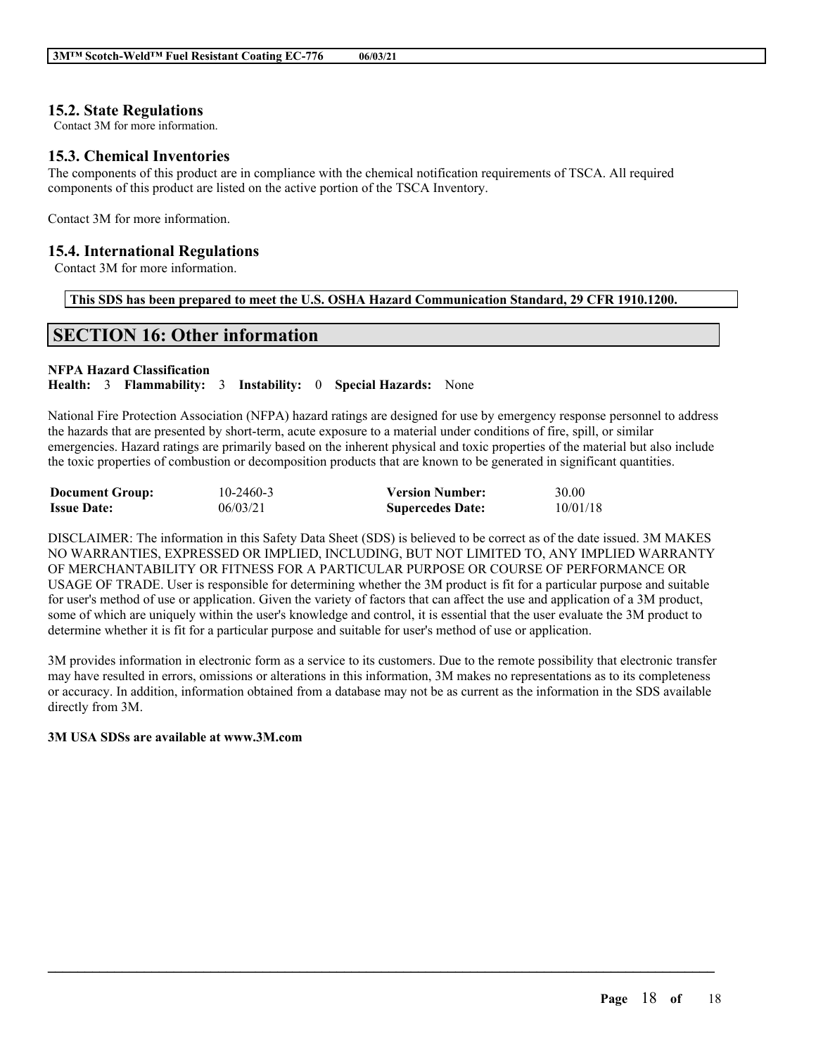### 15.2. State Regulations

Contact 3M for more information.

### 15.3. Chemical Inventories

The components of this product are in compliance with the chemical notification requirements of TSCA. All required components of this product are listed on the active portion of the TSCA Inventory.

Contact 3M for more information.

### 15.4. International Regulations

Contact 3M for more information.

**This SDS has been prepared to meet the U.S. OSHA Hazard Communication Standard, 29 CFR 1910.1200.**

## SECTION 16: Other information

**NFPA Hazard Classification**

**Health:** 3 **Flammability:** 3 **Instability:** 0 **Special Hazards:** None

National Fire Protection Association (NFPA) hazard ratings are designed for use by emergency response personnel to address the hazards that are presented by short-term, acute exposure to a material under conditions of fire, spill, or similar emergencies. Hazard ratings are primarily based on the inherent physical and toxic properties of the material but also include the toxic properties of combustion or decomposition products that are known to be generated in significant quantities.

| | | | |
|---|---|---|---|
| **Document Group:** | 10-2460-3 | **Version Number:** | 30.00 |
| **Issue Date:** | 06/03/21 | **Supercedes Date:** | 10/01/18 |

DISCLAIMER: The information in this Safety Data Sheet (SDS) is believed to be correct as of the date issued. 3M MAKES NO WARRANTIES, EXPRESSED OR IMPLIED, INCLUDING, BUT NOT LIMITED TO, ANY IMPLIED WARRANTY OF MERCHANTABILITY OR FITNESS FOR A PARTICULAR PURPOSE OR COURSE OF PERFORMANCE OR USAGE OF TRADE. User is responsible for determining whether the 3M product is fit for a particular purpose and suitable for user's method of use or application. Given the variety of factors that can affect the use and application of a 3M product, some of which are uniquely within the user's knowledge and control, it is essential that the user evaluate the 3M product to determine whether it is fit for a particular purpose and suitable for user's method of use or application.

3M provides information in electronic form as a service to its customers. Due to the remote possibility that electronic transfer may have resulted in errors, omissions or alterations in this information, 3M makes no representations as to its completeness or accuracy. In addition, information obtained from a database may not be as current as the information in the SDS available directly from 3M.

**3M USA SDSs are available at www.3M.com**